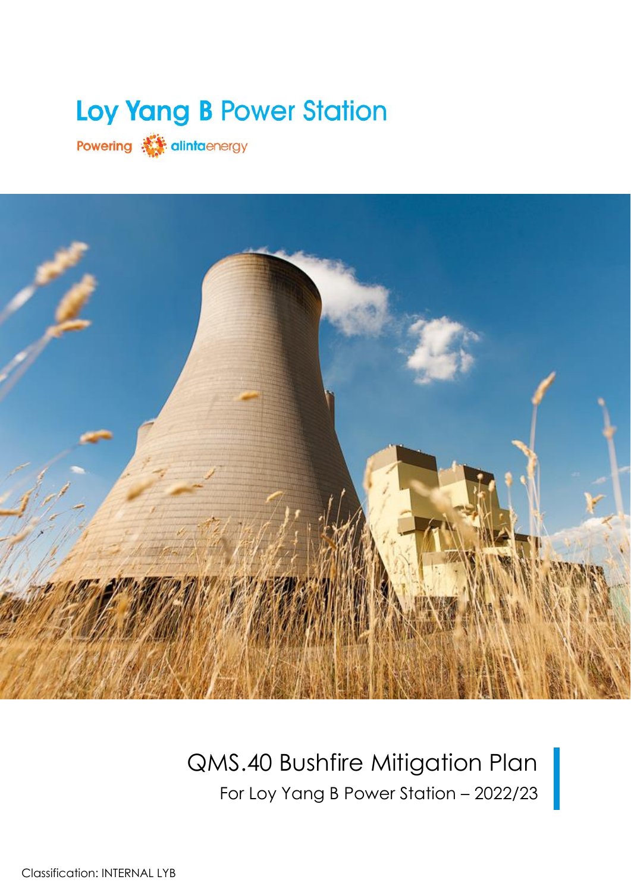# Loy Yang B Power Station

Powering alintaenergy

# QMS.40 Bushfire Mitigation Plan

For Loy Yang B Power Station – 2022/23

Classification: INTERNAL LYB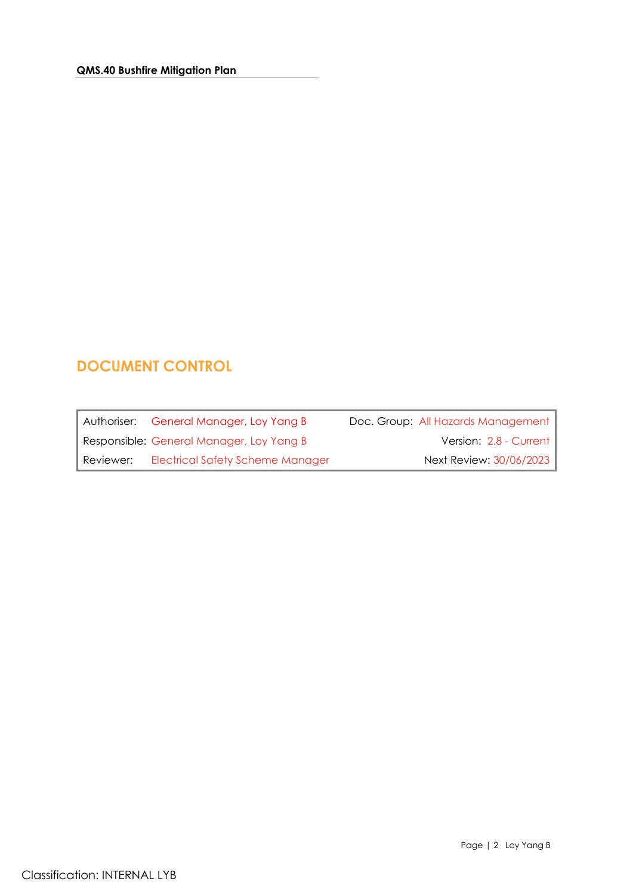## DOCUMENT CONTROL

| Authoriser: | General Manager, Loy Yang B | Doc. Group: | All Hazards Management |
|---|---|---|---|
| Responsible: | General Manager, Loy Yang B | Version: | 2.8 - Current |
| Reviewer: | Electrical Safety Scheme Manager | Next Review: | 30/06/2023 |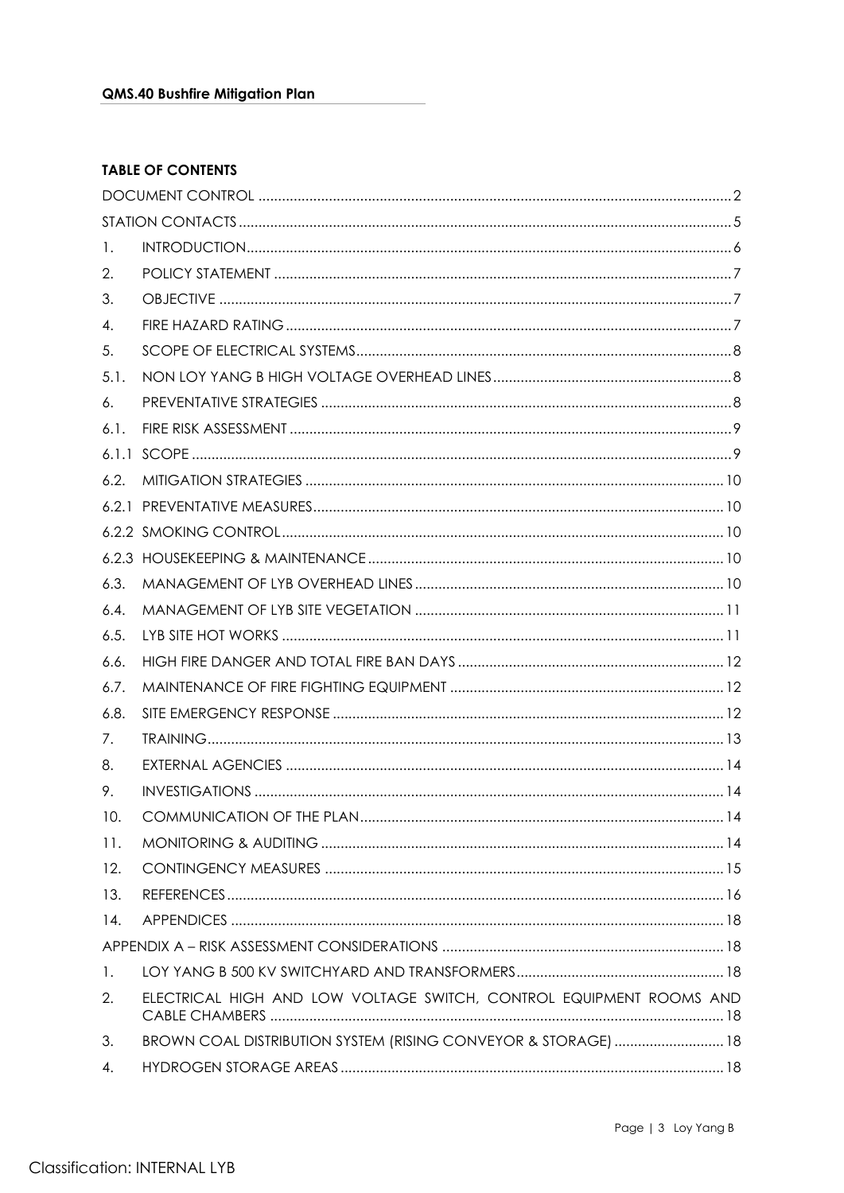**TABLE OF CONTENTS**

| | | |
|---|---|---|
| DOCUMENT CONTROL | | 2 |
| STATION CONTACTS | | 5 |
| 1. | INTRODUCTION | 6 |
| 2. | POLICY STATEMENT | 7 |
| 3. | OBJECTIVE | 7 |
| 4. | FIRE HAZARD RATING | 7 |
| 5. | SCOPE OF ELECTRICAL SYSTEMS | 8 |
| 5.1. | NON LOY YANG B HIGH VOLTAGE OVERHEAD LINES | 8 |
| 6. | PREVENTATIVE STRATEGIES | 8 |
| 6.1. | FIRE RISK ASSESSMENT | 9 |
| 6.1.1 | SCOPE | 9 |
| 6.2. | MITIGATION STRATEGIES | 10 |
| 6.2.1 | PREVENTATIVE MEASURES | 10 |
| 6.2.2 | SMOKING CONTROL | 10 |
| 6.2.3 | HOUSEKEEPING & MAINTENANCE | 10 |
| 6.3. | MANAGEMENT OF LYB OVERHEAD LINES | 10 |
| 6.4. | MANAGEMENT OF LYB SITE VEGETATION | 11 |
| 6.5. | LYB SITE HOT WORKS | 11 |
| 6.6. | HIGH FIRE DANGER AND TOTAL FIRE BAN DAYS | 12 |
| 6.7. | MAINTENANCE OF FIRE FIGHTING EQUIPMENT | 12 |
| 6.8. | SITE EMERGENCY RESPONSE | 12 |
| 7. | TRAINING | 13 |
| 8. | EXTERNAL AGENCIES | 14 |
| 9. | INVESTIGATIONS | 14 |
| 10. | COMMUNICATION OF THE PLAN | 14 |
| 11. | MONITORING & AUDITING | 14 |
| 12. | CONTINGENCY MEASURES | 15 |
| 13. | REFERENCES | 16 |
| 14. | APPENDICES | 18 |
| APPENDIX A – RISK ASSESSMENT CONSIDERATIONS | | 18 |
| 1. | LOY YANG B 500 KV SWITCHYARD AND TRANSFORMERS | 18 |
| 2. | ELECTRICAL HIGH AND LOW VOLTAGE SWITCH, CONTROL EQUIPMENT ROOMS AND CABLE CHAMBERS | 18 |
| 3. | BROWN COAL DISTRIBUTION SYSTEM (RISING CONVEYOR & STORAGE) | 18 |
| 4. | HYDROGEN STORAGE AREAS | 18 |

Classification: INTERNAL LYB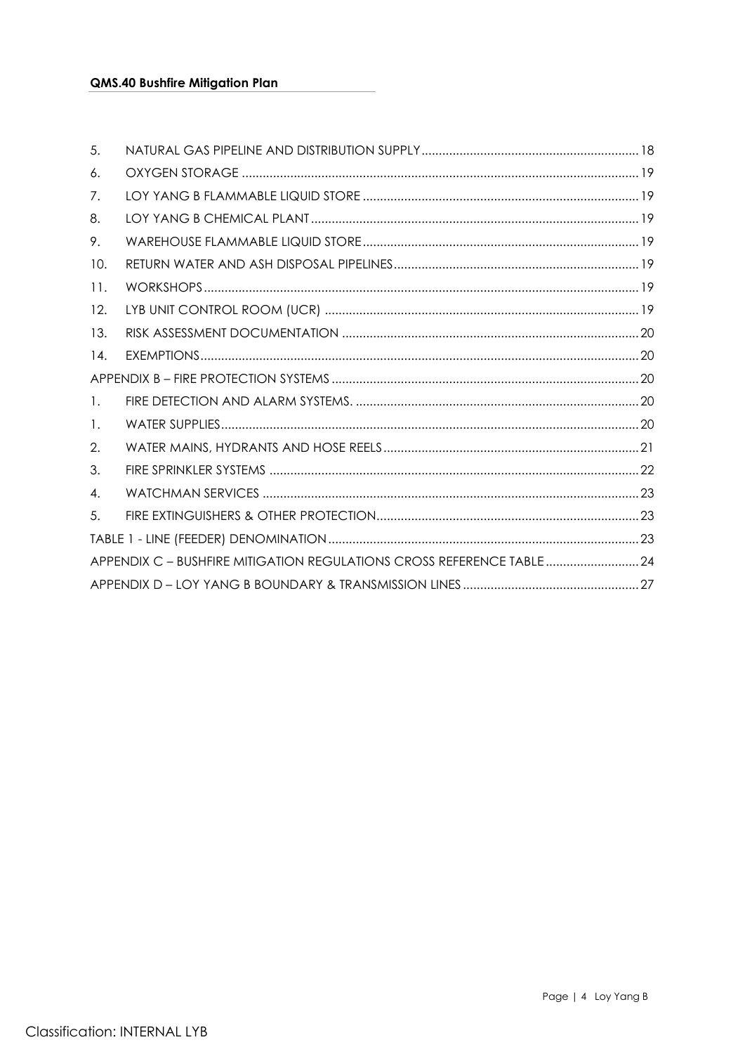| | | |
|---|---|---|
| 5. | NATURAL GAS PIPELINE AND DISTRIBUTION SUPPLY | 18 |
| 6. | OXYGEN STORAGE | 19 |
| 7. | LOY YANG B FLAMMABLE LIQUID STORE | 19 |
| 8. | LOY YANG B CHEMICAL PLANT | 19 |
| 9. | WAREHOUSE FLAMMABLE LIQUID STORE | 19 |
| 10. | RETURN WATER AND ASH DISPOSAL PIPELINES | 19 |
| 11. | WORKSHOPS | 19 |
| 12. | LYB UNIT CONTROL ROOM (UCR) | 19 |
| 13. | RISK ASSESSMENT DOCUMENTATION | 20 |
| 14. | EXEMPTIONS | 20 |
| APPENDIX B – FIRE PROTECTION SYSTEMS | | 20 |
| 1. | FIRE DETECTION AND ALARM SYSTEMS. | 20 |
| 1. | WATER SUPPLIES | 20 |
| 2. | WATER MAINS, HYDRANTS AND HOSE REELS | 21 |
| 3. | FIRE SPRINKLER SYSTEMS | 22 |
| 4. | WATCHMAN SERVICES | 23 |
| 5. | FIRE EXTINGUISHERS & OTHER PROTECTION | 23 |
| TABLE 1 - LINE (FEEDER) DENOMINATION | | 23 |
| APPENDIX C – BUSHFIRE MITIGATION REGULATIONS CROSS REFERENCE TABLE | | 24 |
| APPENDIX D – LOY YANG B BOUNDARY & TRANSMISSION LINES | | 27 |

Classification: INTERNAL LYB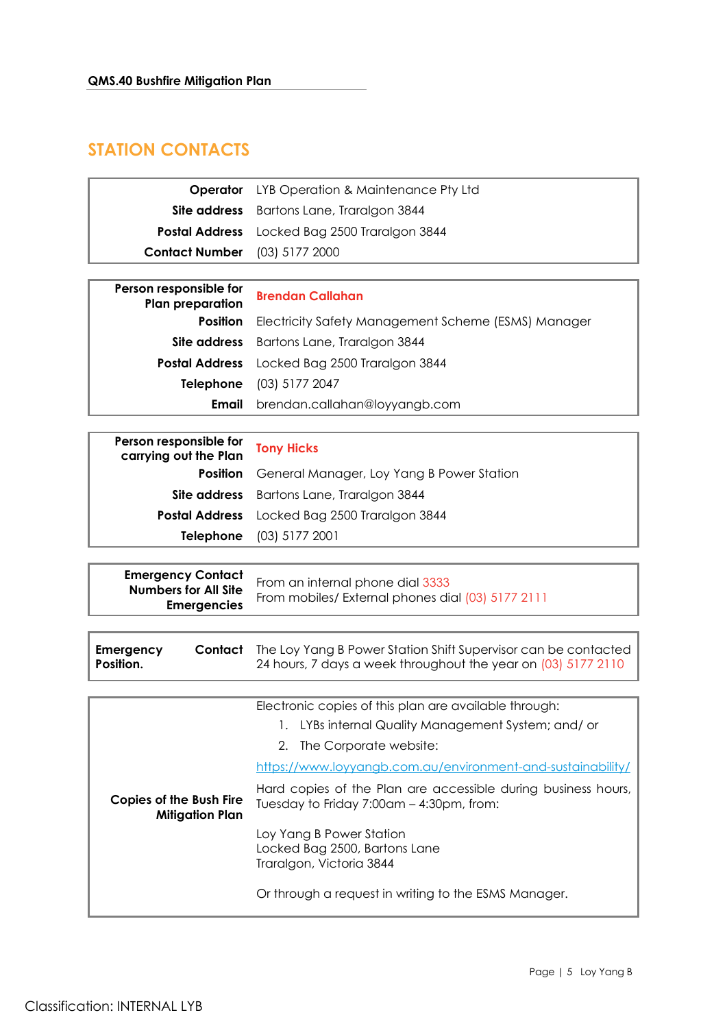## STATION CONTACTS

| | |
|---|---|
| **Operator** | LYB Operation & Maintenance Pty Ltd |
| **Site address** | Bartons Lane, Traralgon 3844 |
| **Postal Address** | Locked Bag 2500 Traralgon 3844 |
| **Contact Number** | (03) 5177 2000 |

| | |
|---|---|
| **Person responsible for Plan preparation** | **Brendan Callahan** |
| **Position** | Electricity Safety Management Scheme (ESMS) Manager |
| **Site address** | Bartons Lane, Traralgon 3844 |
| **Postal Address** | Locked Bag 2500 Traralgon 3844 |
| **Telephone** | (03) 5177 2047 |
| **Email** | brendan.callahan@loyyangb.com |

| | |
|---|---|
| **Person responsible for carrying out the Plan** | **Tony Hicks** |
| **Position** | General Manager, Loy Yang B Power Station |
| **Site address** | Bartons Lane, Traralgon 3844 |
| **Postal Address** | Locked Bag 2500 Traralgon 3844 |
| **Telephone** | (03) 5177 2001 |

| | |
|---|---|
| **Emergency Contact Numbers for All Site Emergencies** | From an internal phone dial 3333<br>From mobiles/ External phones dial (03) 5177 2111 |

| | |
|---|---|
| **Emergency Contact Position.** | The Loy Yang B Power Station Shift Supervisor can be contacted 24 hours, 7 days a week throughout the year on (03) 5177 2110 |

| | |
|---|---|
| **Copies of the Bush Fire Mitigation Plan** | Electronic copies of this plan are available through:<br>1. LYBs internal Quality Management System; and/ or<br>2. The Corporate website:<br>https://www.loyyangb.com.au/environment-and-sustainability/<br>Hard copies of the Plan are accessible during business hours, Tuesday to Friday 7:00am – 4:30pm, from:<br>Loy Yang B Power Station<br>Locked Bag 2500, Bartons Lane<br>Traralgon, Victoria 3844<br>Or through a request in writing to the ESMS Manager. |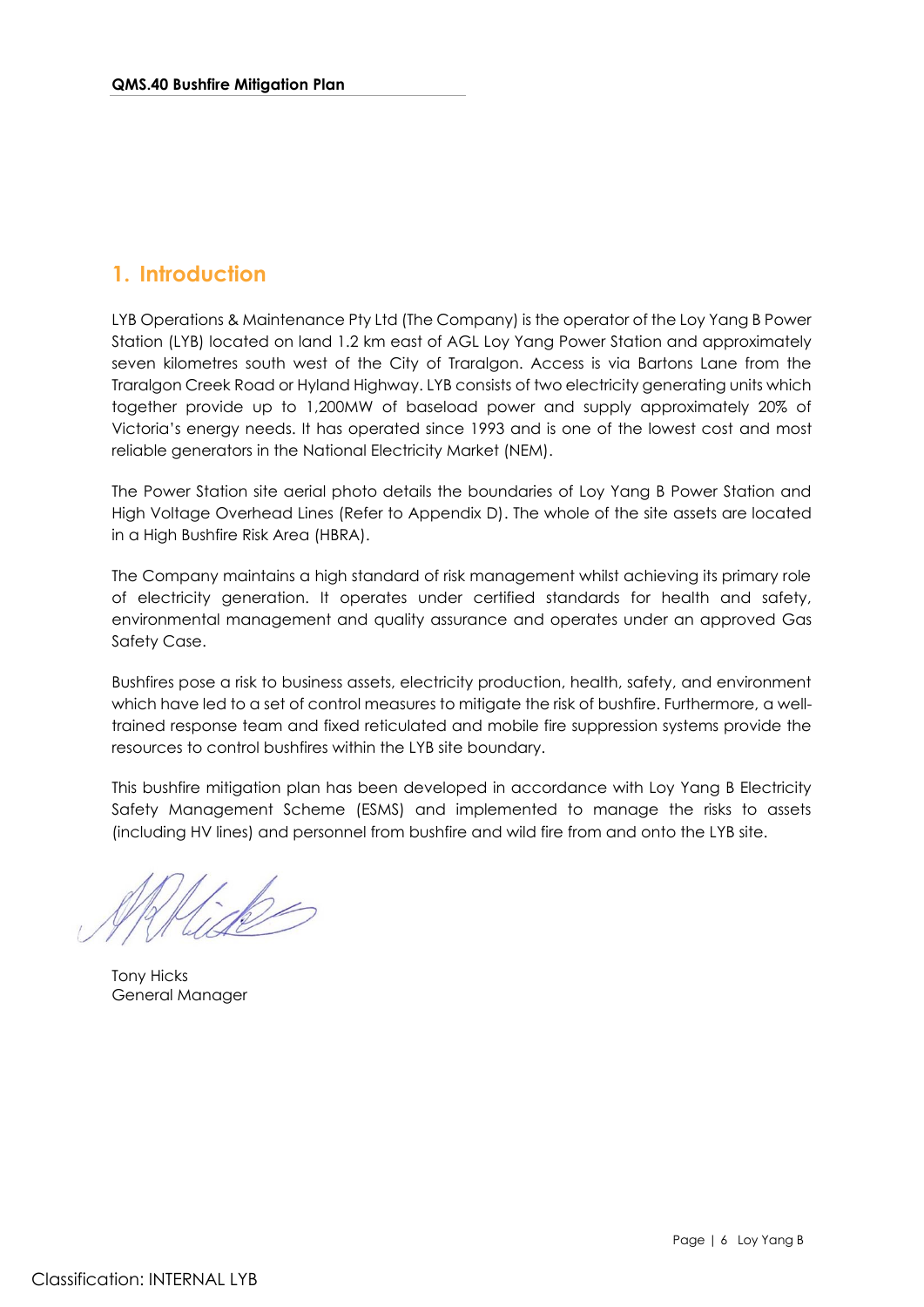# 1. Introduction

LYB Operations & Maintenance Pty Ltd (The Company) is the operator of the Loy Yang B Power Station (LYB) located on land 1.2 km east of AGL Loy Yang Power Station and approximately seven kilometres south west of the City of Traralgon. Access is via Bartons Lane from the Traralgon Creek Road or Hyland Highway. LYB consists of two electricity generating units which together provide up to 1,200MW of baseload power and supply approximately 20% of Victoria's energy needs. It has operated since 1993 and is one of the lowest cost and most reliable generators in the National Electricity Market (NEM).

The Power Station site aerial photo details the boundaries of Loy Yang B Power Station and High Voltage Overhead Lines (Refer to Appendix D). The whole of the site assets are located in a High Bushfire Risk Area (HBRA).

The Company maintains a high standard of risk management whilst achieving its primary role of electricity generation. It operates under certified standards for health and safety, environmental management and quality assurance and operates under an approved Gas Safety Case.

Bushfires pose a risk to business assets, electricity production, health, safety, and environment which have led to a set of control measures to mitigate the risk of bushfire. Furthermore, a well-trained response team and fixed reticulated and mobile fire suppression systems provide the resources to control bushfires within the LYB site boundary.

This bushfire mitigation plan has been developed in accordance with Loy Yang B Electricity Safety Management Scheme (ESMS) and implemented to manage the risks to assets (including HV lines) and personnel from bushfire and wild fire from and onto the LYB site.

Tony Hicks
General Manager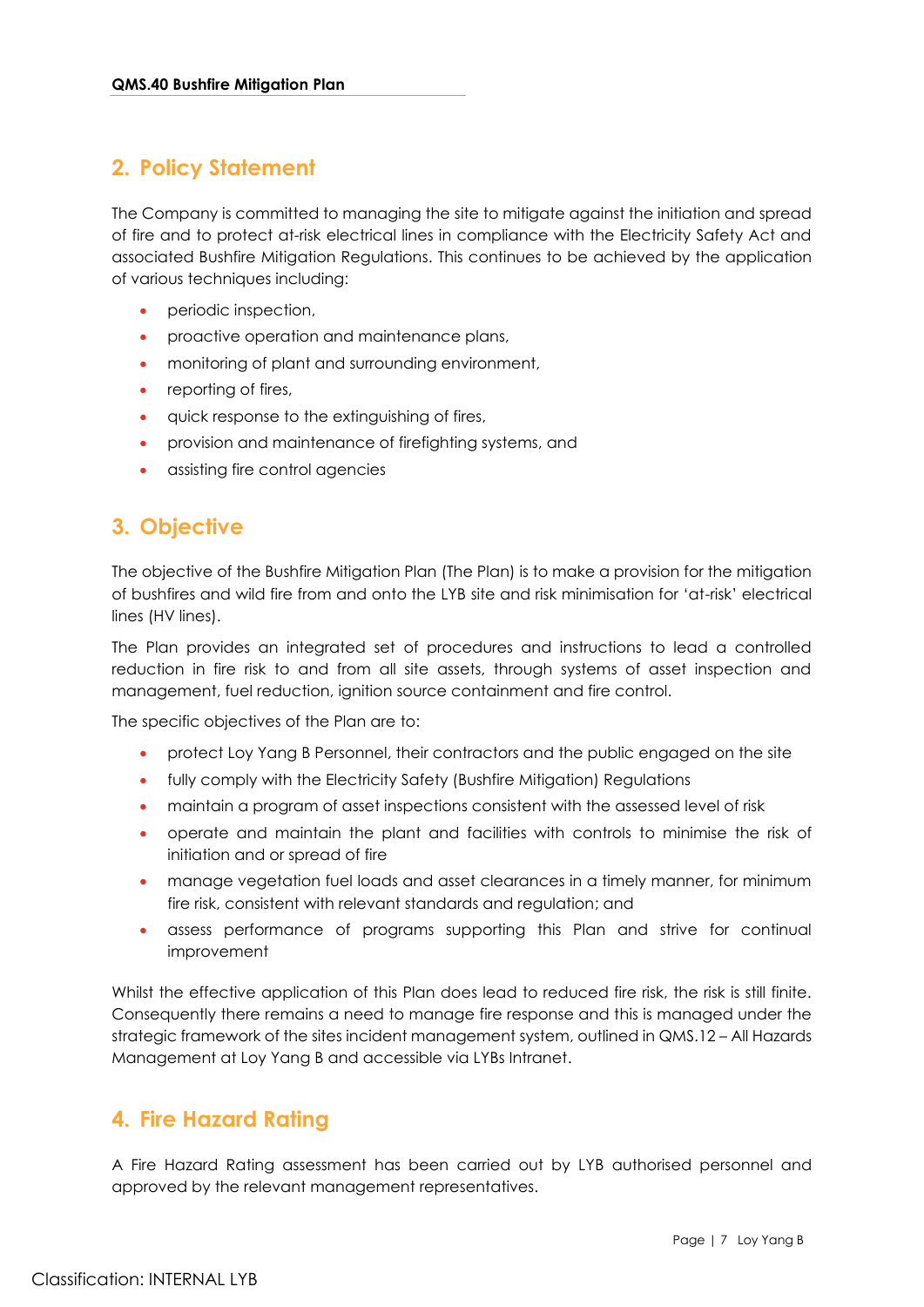## 2. Policy Statement

The Company is committed to managing the site to mitigate against the initiation and spread of fire and to protect at-risk electrical lines in compliance with the Electricity Safety Act and associated Bushfire Mitigation Regulations. This continues to be achieved by the application of various techniques including:

- periodic inspection,
- proactive operation and maintenance plans,
- monitoring of plant and surrounding environment,
- reporting of fires,
- quick response to the extinguishing of fires,
- provision and maintenance of firefighting systems, and
- assisting fire control agencies

## 3. Objective

The objective of the Bushfire Mitigation Plan (The Plan) is to make a provision for the mitigation of bushfires and wild fire from and onto the LYB site and risk minimisation for 'at-risk' electrical lines (HV lines).

The Plan provides an integrated set of procedures and instructions to lead a controlled reduction in fire risk to and from all site assets, through systems of asset inspection and management, fuel reduction, ignition source containment and fire control.

The specific objectives of the Plan are to:

- protect Loy Yang B Personnel, their contractors and the public engaged on the site
- fully comply with the Electricity Safety (Bushfire Mitigation) Regulations
- maintain a program of asset inspections consistent with the assessed level of risk
- operate and maintain the plant and facilities with controls to minimise the risk of initiation and or spread of fire
- manage vegetation fuel loads and asset clearances in a timely manner, for minimum fire risk, consistent with relevant standards and regulation; and
- assess performance of programs supporting this Plan and strive for continual improvement

Whilst the effective application of this Plan does lead to reduced fire risk, the risk is still finite. Consequently there remains a need to manage fire response and this is managed under the strategic framework of the sites incident management system, outlined in QMS.12 – All Hazards Management at Loy Yang B and accessible via LYBs Intranet.

## 4. Fire Hazard Rating

A Fire Hazard Rating assessment has been carried out by LYB authorised personnel and approved by the relevant management representatives.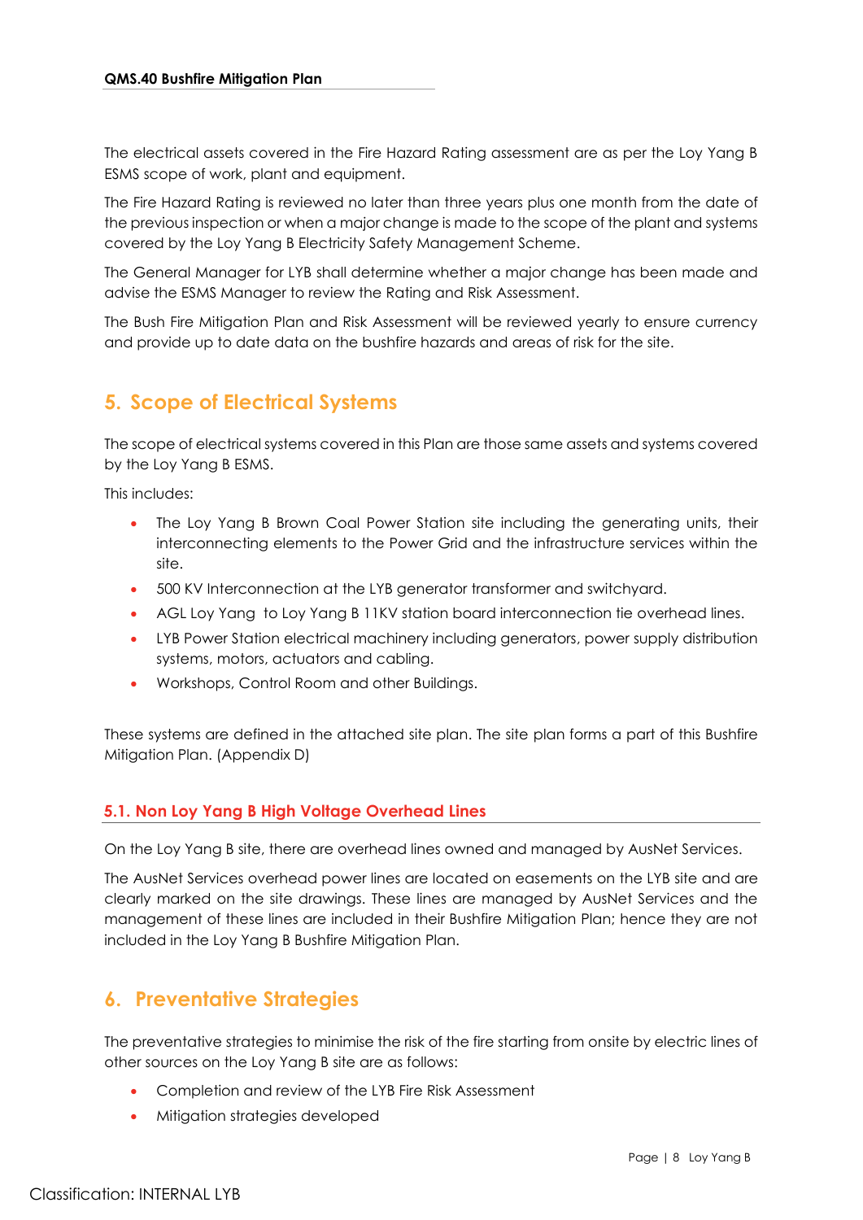The electrical assets covered in the Fire Hazard Rating assessment are as per the Loy Yang B ESMS scope of work, plant and equipment.

The Fire Hazard Rating is reviewed no later than three years plus one month from the date of the previous inspection or when a major change is made to the scope of the plant and systems covered by the Loy Yang B Electricity Safety Management Scheme.

The General Manager for LYB shall determine whether a major change has been made and advise the ESMS Manager to review the Rating and Risk Assessment.

The Bush Fire Mitigation Plan and Risk Assessment will be reviewed yearly to ensure currency and provide up to date data on the bushfire hazards and areas of risk for the site.

# 5. Scope of Electrical Systems

The scope of electrical systems covered in this Plan are those same assets and systems covered by the Loy Yang B ESMS.

This includes:

- The Loy Yang B Brown Coal Power Station site including the generating units, their interconnecting elements to the Power Grid and the infrastructure services within the site.
- 500 KV Interconnection at the LYB generator transformer and switchyard.
- AGL Loy Yang to Loy Yang B 11KV station board interconnection tie overhead lines.
- LYB Power Station electrical machinery including generators, power supply distribution systems, motors, actuators and cabling.
- Workshops, Control Room and other Buildings.

These systems are defined in the attached site plan. The site plan forms a part of this Bushfire Mitigation Plan. (Appendix D)

## 5.1. Non Loy Yang B High Voltage Overhead Lines

On the Loy Yang B site, there are overhead lines owned and managed by AusNet Services.

The AusNet Services overhead power lines are located on easements on the LYB site and are clearly marked on the site drawings. These lines are managed by AusNet Services and the management of these lines are included in their Bushfire Mitigation Plan; hence they are not included in the Loy Yang B Bushfire Mitigation Plan.

# 6. Preventative Strategies

The preventative strategies to minimise the risk of the fire starting from onsite by electric lines of other sources on the Loy Yang B site are as follows:

- Completion and review of the LYB Fire Risk Assessment
- Mitigation strategies developed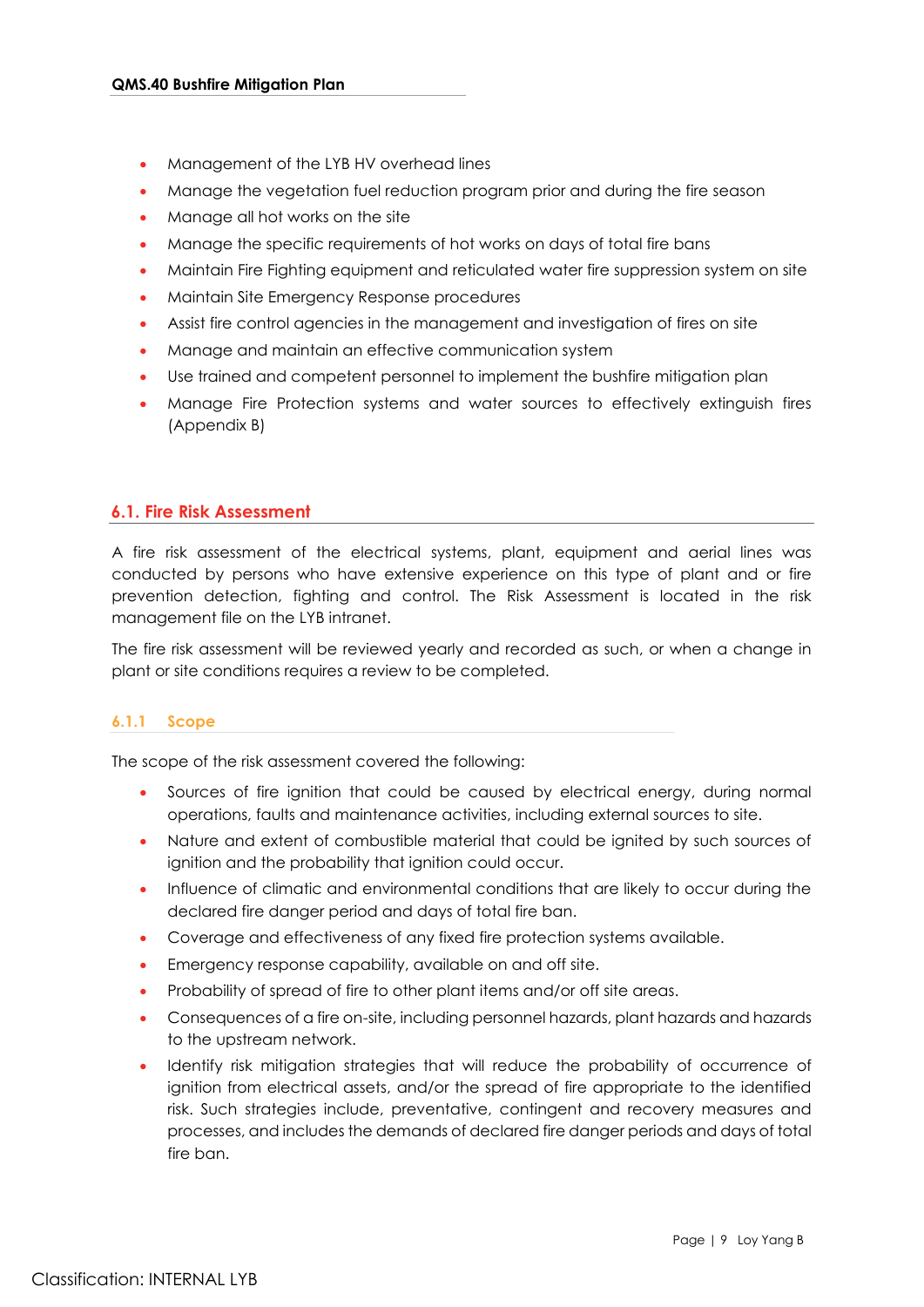- Management of the LYB HV overhead lines
- Manage the vegetation fuel reduction program prior and during the fire season
- Manage all hot works on the site
- Manage the specific requirements of hot works on days of total fire bans
- Maintain Fire Fighting equipment and reticulated water fire suppression system on site
- Maintain Site Emergency Response procedures
- Assist fire control agencies in the management and investigation of fires on site
- Manage and maintain an effective communication system
- Use trained and competent personnel to implement the bushfire mitigation plan
- Manage Fire Protection systems and water sources to effectively extinguish fires (Appendix B)

## 6.1. Fire Risk Assessment

A fire risk assessment of the electrical systems, plant, equipment and aerial lines was conducted by persons who have extensive experience on this type of plant and or fire prevention detection, fighting and control. The Risk Assessment is located in the risk management file on the LYB intranet.

The fire risk assessment will be reviewed yearly and recorded as such, or when a change in plant or site conditions requires a review to be completed.

### 6.1.1 Scope

The scope of the risk assessment covered the following:

- Sources of fire ignition that could be caused by electrical energy, during normal operations, faults and maintenance activities, including external sources to site.
- Nature and extent of combustible material that could be ignited by such sources of ignition and the probability that ignition could occur.
- Influence of climatic and environmental conditions that are likely to occur during the declared fire danger period and days of total fire ban.
- Coverage and effectiveness of any fixed fire protection systems available.
- Emergency response capability, available on and off site.
- Probability of spread of fire to other plant items and/or off site areas.
- Consequences of a fire on-site, including personnel hazards, plant hazards and hazards to the upstream network.
- Identify risk mitigation strategies that will reduce the probability of occurrence of ignition from electrical assets, and/or the spread of fire appropriate to the identified risk. Such strategies include, preventative, contingent and recovery measures and processes, and includes the demands of declared fire danger periods and days of total fire ban.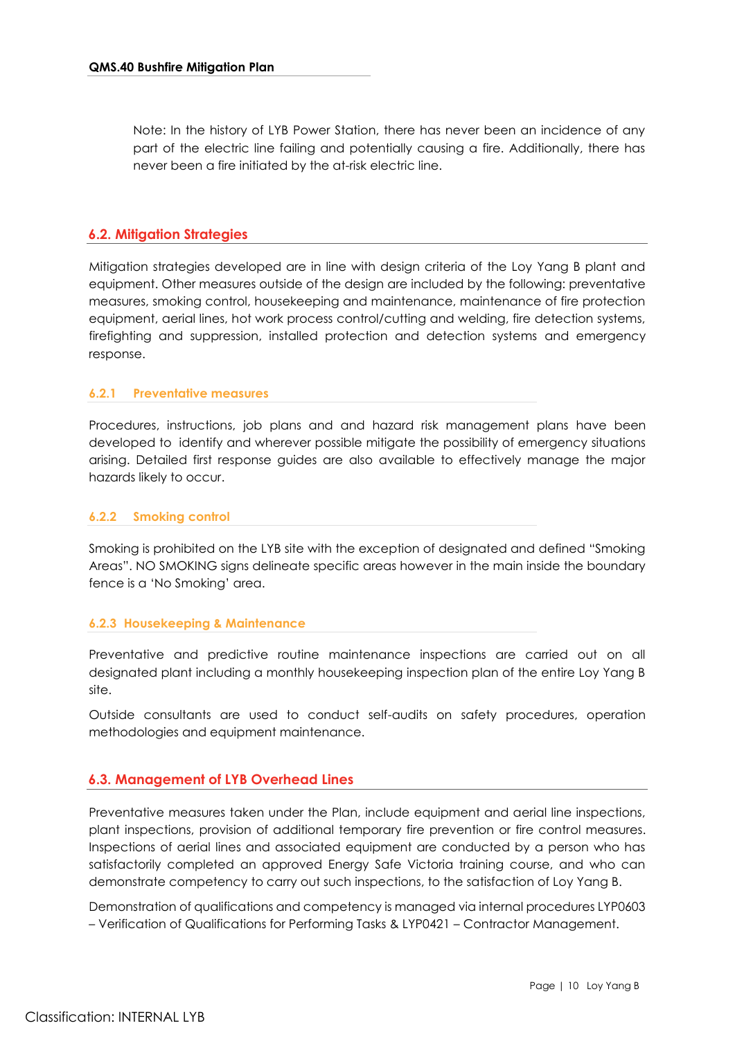Note: In the history of LYB Power Station, there has never been an incidence of any part of the electric line failing and potentially causing a fire. Additionally, there has never been a fire initiated by the at-risk electric line.

## 6.2. Mitigation Strategies

Mitigation strategies developed are in line with design criteria of the Loy Yang B plant and equipment. Other measures outside of the design are included by the following: preventative measures, smoking control, housekeeping and maintenance, maintenance of fire protection equipment, aerial lines, hot work process control/cutting and welding, fire detection systems, firefighting and suppression, installed protection and detection systems and emergency response.

### 6.2.1 Preventative measures

Procedures, instructions, job plans and and hazard risk management plans have been developed to identify and wherever possible mitigate the possibility of emergency situations arising. Detailed first response guides are also available to effectively manage the major hazards likely to occur.

### 6.2.2 Smoking control

Smoking is prohibited on the LYB site with the exception of designated and defined "Smoking Areas". NO SMOKING signs delineate specific areas however in the main inside the boundary fence is a 'No Smoking' area.

### 6.2.3 Housekeeping & Maintenance

Preventative and predictive routine maintenance inspections are carried out on all designated plant including a monthly housekeeping inspection plan of the entire Loy Yang B site.

Outside consultants are used to conduct self-audits on safety procedures, operation methodologies and equipment maintenance.

## 6.3. Management of LYB Overhead Lines

Preventative measures taken under the Plan, include equipment and aerial line inspections, plant inspections, provision of additional temporary fire prevention or fire control measures. Inspections of aerial lines and associated equipment are conducted by a person who has satisfactorily completed an approved Energy Safe Victoria training course, and who can demonstrate competency to carry out such inspections, to the satisfaction of Loy Yang B.

Demonstration of qualifications and competency is managed via internal procedures LYP0603 – Verification of Qualifications for Performing Tasks & LYP0421 – Contractor Management.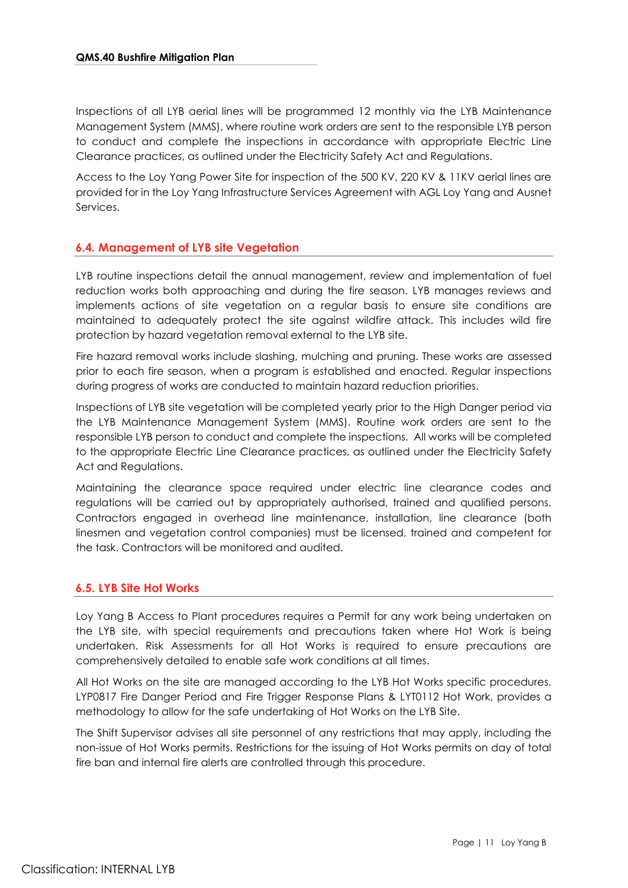Inspections of all LYB aerial lines will be programmed 12 monthly via the LYB Maintenance Management System (MMS), where routine work orders are sent to the responsible LYB person to conduct and complete the inspections in accordance with appropriate Electric Line Clearance practices, as outlined under the Electricity Safety Act and Regulations.

Access to the Loy Yang Power Site for inspection of the 500 KV, 220 KV & 11KV aerial lines are provided for in the Loy Yang Infrastructure Services Agreement with AGL Loy Yang and Ausnet Services.

## 6.4. Management of LYB site Vegetation

LYB routine inspections detail the annual management, review and implementation of fuel reduction works both approaching and during the fire season. LYB manages reviews and implements actions of site vegetation on a regular basis to ensure site conditions are maintained to adequately protect the site against wildfire attack. This includes wild fire protection by hazard vegetation removal external to the LYB site.

Fire hazard removal works include slashing, mulching and pruning. These works are assessed prior to each fire season, when a program is established and enacted. Regular inspections during progress of works are conducted to maintain hazard reduction priorities.

Inspections of LYB site vegetation will be completed yearly prior to the High Danger period via the LYB Maintenance Management System (MMS). Routine work orders are sent to the responsible LYB person to conduct and complete the inspections. All works will be completed to the appropriate Electric Line Clearance practices, as outlined under the Electricity Safety Act and Regulations.

Maintaining the clearance space required under electric line clearance codes and regulations will be carried out by appropriately authorised, trained and qualified persons. Contractors engaged in overhead line maintenance, installation, line clearance (both linesmen and vegetation control companies) must be licensed, trained and competent for the task. Contractors will be monitored and audited.

## 6.5. LYB Site Hot Works

Loy Yang B Access to Plant procedures requires a Permit for any work being undertaken on the LYB site, with special requirements and precautions taken where Hot Work is being undertaken. Risk Assessments for all Hot Works is required to ensure precautions are comprehensively detailed to enable safe work conditions at all times.

All Hot Works on the site are managed according to the LYB Hot Works specific procedures. LYP0817 Fire Danger Period and Fire Trigger Response Plans & LYT0112 Hot Work, provides a methodology to allow for the safe undertaking of Hot Works on the LYB Site.

The Shift Supervisor advises all site personnel of any restrictions that may apply, including the non-issue of Hot Works permits. Restrictions for the issuing of Hot Works permits on day of total fire ban and internal fire alerts are controlled through this procedure.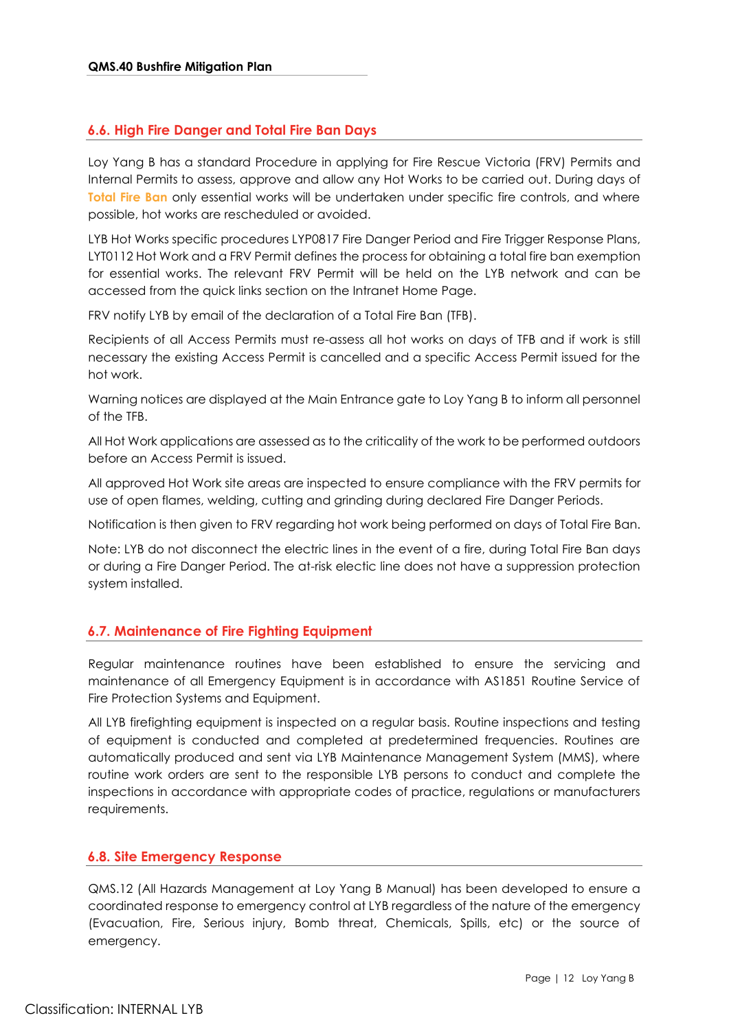## 6.6. High Fire Danger and Total Fire Ban Days

Loy Yang B has a standard Procedure in applying for Fire Rescue Victoria (FRV) Permits and Internal Permits to assess, approve and allow any Hot Works to be carried out. During days of **Total Fire Ban** only essential works will be undertaken under specific fire controls, and where possible, hot works are rescheduled or avoided.

LYB Hot Works specific procedures LYP0817 Fire Danger Period and Fire Trigger Response Plans, LYT0112 Hot Work and a FRV Permit defines the process for obtaining a total fire ban exemption for essential works. The relevant FRV Permit will be held on the LYB network and can be accessed from the quick links section on the Intranet Home Page.

FRV notify LYB by email of the declaration of a Total Fire Ban (TFB).

Recipients of all Access Permits must re-assess all hot works on days of TFB and if work is still necessary the existing Access Permit is cancelled and a specific Access Permit issued for the hot work.

Warning notices are displayed at the Main Entrance gate to Loy Yang B to inform all personnel of the TFB.

All Hot Work applications are assessed as to the criticality of the work to be performed outdoors before an Access Permit is issued.

All approved Hot Work site areas are inspected to ensure compliance with the FRV permits for use of open flames, welding, cutting and grinding during declared Fire Danger Periods.

Notification is then given to FRV regarding hot work being performed on days of Total Fire Ban.

Note: LYB do not disconnect the electric lines in the event of a fire, during Total Fire Ban days or during a Fire Danger Period. The at-risk electic line does not have a suppression protection system installed.

## 6.7. Maintenance of Fire Fighting Equipment

Regular maintenance routines have been established to ensure the servicing and maintenance of all Emergency Equipment is in accordance with AS1851 Routine Service of Fire Protection Systems and Equipment.

All LYB firefighting equipment is inspected on a regular basis. Routine inspections and testing of equipment is conducted and completed at predetermined frequencies. Routines are automatically produced and sent via LYB Maintenance Management System (MMS), where routine work orders are sent to the responsible LYB persons to conduct and complete the inspections in accordance with appropriate codes of practice, regulations or manufacturers requirements.

## 6.8. Site Emergency Response

QMS.12 (All Hazards Management at Loy Yang B Manual) has been developed to ensure a coordinated response to emergency control at LYB regardless of the nature of the emergency (Evacuation, Fire, Serious injury, Bomb threat, Chemicals, Spills, etc) or the source of emergency.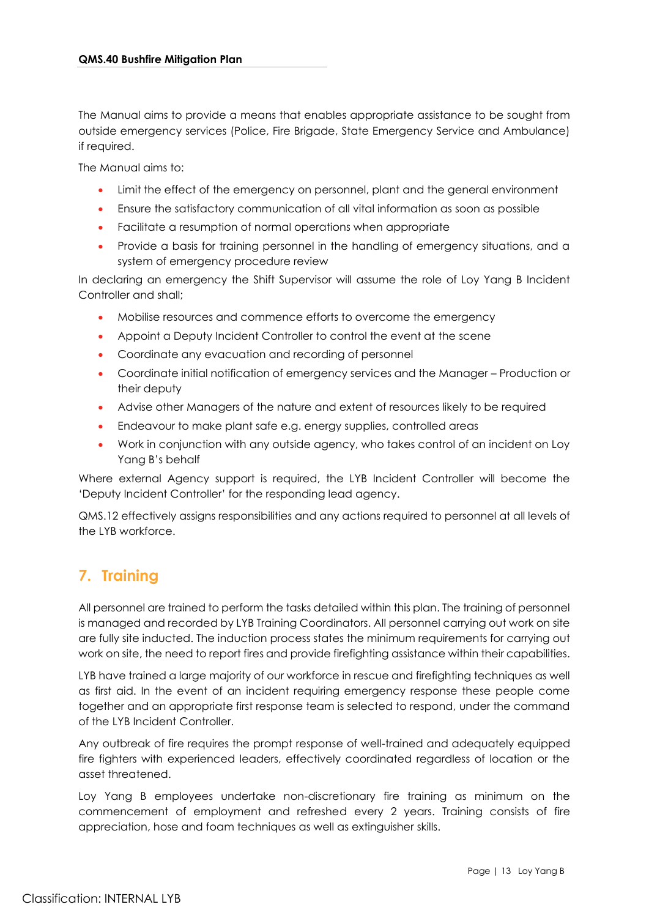The Manual aims to provide a means that enables appropriate assistance to be sought from outside emergency services (Police, Fire Brigade, State Emergency Service and Ambulance) if required.

The Manual aims to:

- Limit the effect of the emergency on personnel, plant and the general environment
- Ensure the satisfactory communication of all vital information as soon as possible
- Facilitate a resumption of normal operations when appropriate
- Provide a basis for training personnel in the handling of emergency situations, and a system of emergency procedure review

In declaring an emergency the Shift Supervisor will assume the role of Loy Yang B Incident Controller and shall;

- Mobilise resources and commence efforts to overcome the emergency
- Appoint a Deputy Incident Controller to control the event at the scene
- Coordinate any evacuation and recording of personnel
- Coordinate initial notification of emergency services and the Manager – Production or their deputy
- Advise other Managers of the nature and extent of resources likely to be required
- Endeavour to make plant safe e.g. energy supplies, controlled areas
- Work in conjunction with any outside agency, who takes control of an incident on Loy Yang B's behalf

Where external Agency support is required, the LYB Incident Controller will become the 'Deputy Incident Controller' for the responding lead agency.

QMS.12 effectively assigns responsibilities and any actions required to personnel at all levels of the LYB workforce.

## 7. Training

All personnel are trained to perform the tasks detailed within this plan. The training of personnel is managed and recorded by LYB Training Coordinators. All personnel carrying out work on site are fully site inducted. The induction process states the minimum requirements for carrying out work on site, the need to report fires and provide firefighting assistance within their capabilities.

LYB have trained a large majority of our workforce in rescue and firefighting techniques as well as first aid. In the event of an incident requiring emergency response these people come together and an appropriate first response team is selected to respond, under the command of the LYB Incident Controller.

Any outbreak of fire requires the prompt response of well-trained and adequately equipped fire fighters with experienced leaders, effectively coordinated regardless of location or the asset threatened.

Loy Yang B employees undertake non-discretionary fire training as minimum on the commencement of employment and refreshed every 2 years. Training consists of fire appreciation, hose and foam techniques as well as extinguisher skills.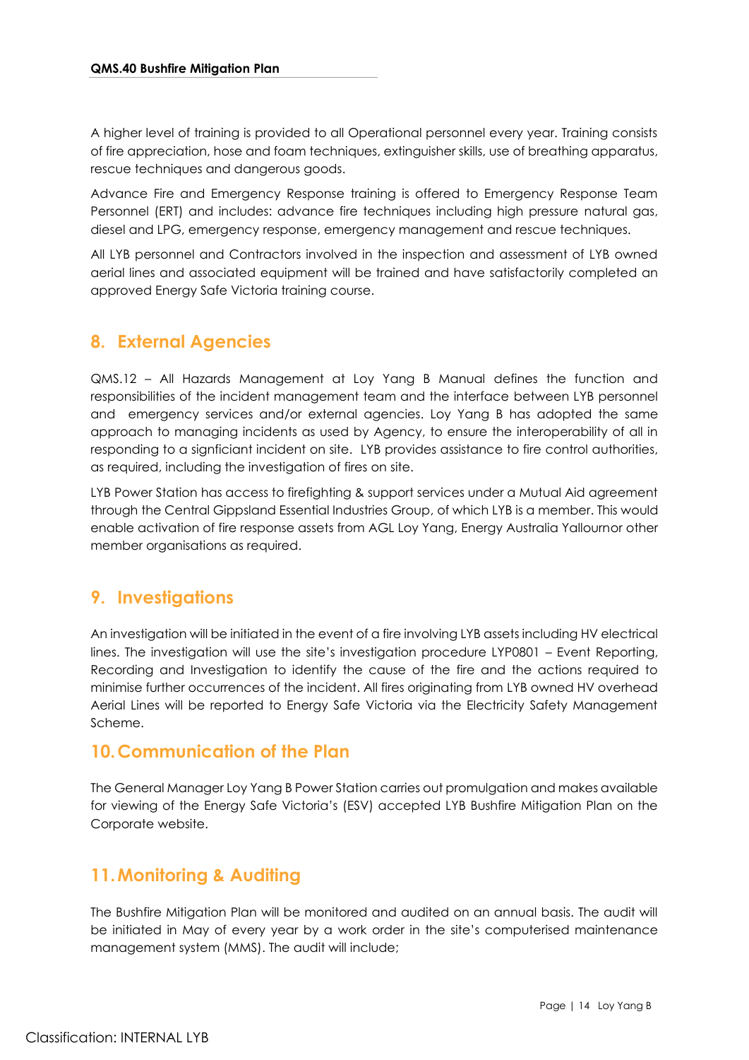A higher level of training is provided to all Operational personnel every year. Training consists of fire appreciation, hose and foam techniques, extinguisher skills, use of breathing apparatus, rescue techniques and dangerous goods.

Advance Fire and Emergency Response training is offered to Emergency Response Team Personnel (ERT) and includes: advance fire techniques including high pressure natural gas, diesel and LPG, emergency response, emergency management and rescue techniques.

All LYB personnel and Contractors involved in the inspection and assessment of LYB owned aerial lines and associated equipment will be trained and have satisfactorily completed an approved Energy Safe Victoria training course.

## 8. External Agencies

QMS.12 – All Hazards Management at Loy Yang B Manual defines the function and responsibilities of the incident management team and the interface between LYB personnel and emergency services and/or external agencies. Loy Yang B has adopted the same approach to managing incidents as used by Agency, to ensure the interoperability of all in responding to a signficiant incident on site. LYB provides assistance to fire control authorities, as required, including the investigation of fires on site.

LYB Power Station has access to firefighting & support services under a Mutual Aid agreement through the Central Gippsland Essential Industries Group, of which LYB is a member. This would enable activation of fire response assets from AGL Loy Yang, Energy Australia Yallournor other member organisations as required.

## 9. Investigations

An investigation will be initiated in the event of a fire involving LYB assets including HV electrical lines. The investigation will use the site's investigation procedure LYP0801 – Event Reporting, Recording and Investigation to identify the cause of the fire and the actions required to minimise further occurrences of the incident. All fires originating from LYB owned HV overhead Aerial Lines will be reported to Energy Safe Victoria via the Electricity Safety Management Scheme.

## 10. Communication of the Plan

The General Manager Loy Yang B Power Station carries out promulgation and makes available for viewing of the Energy Safe Victoria's (ESV) accepted LYB Bushfire Mitigation Plan on the Corporate website.

## 11. Monitoring & Auditing

The Bushfire Mitigation Plan will be monitored and audited on an annual basis. The audit will be initiated in May of every year by a work order in the site's computerised maintenance management system (MMS). The audit will include;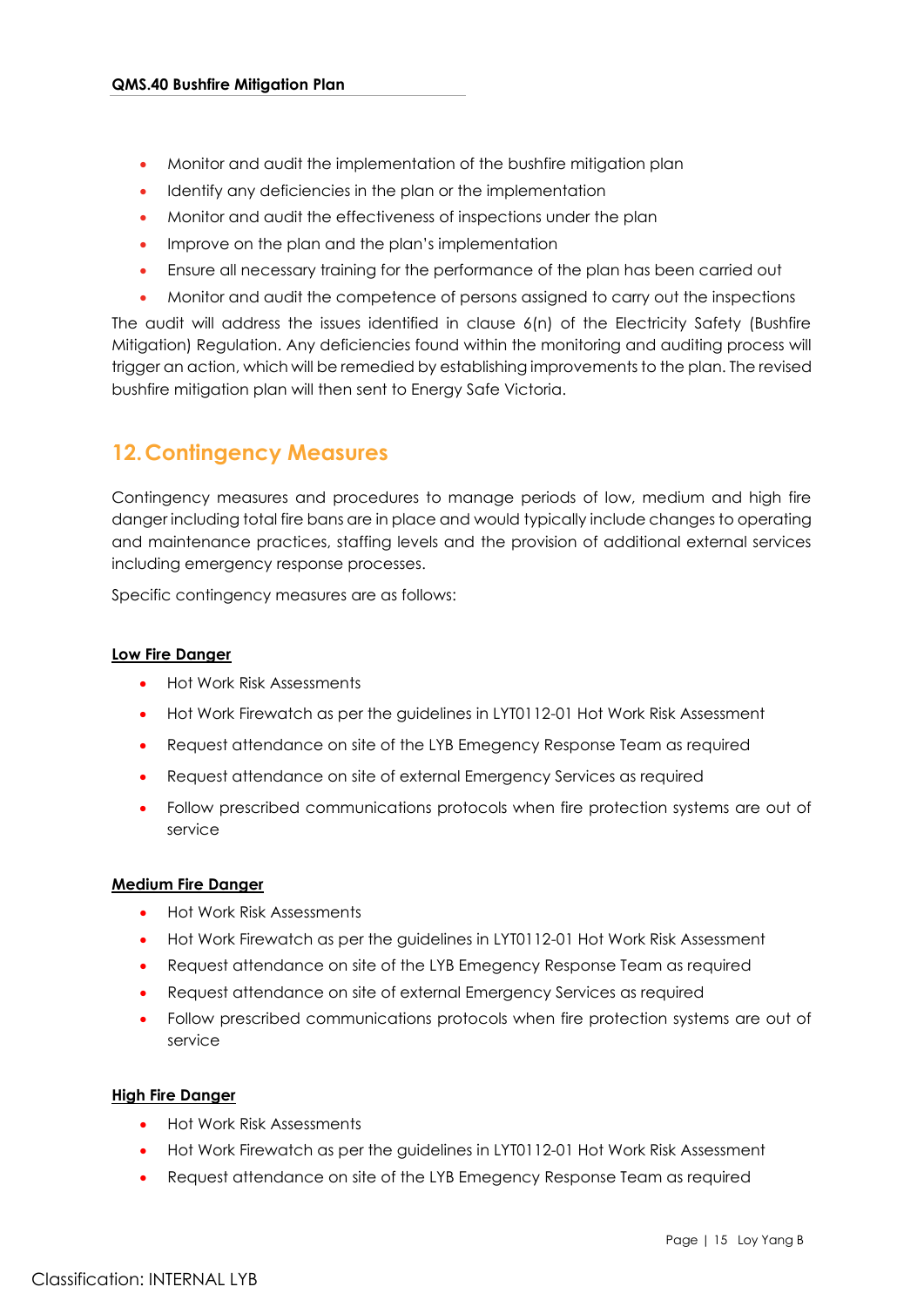- Monitor and audit the implementation of the bushfire mitigation plan
- Identify any deficiencies in the plan or the implementation
- Monitor and audit the effectiveness of inspections under the plan
- Improve on the plan and the plan's implementation
- Ensure all necessary training for the performance of the plan has been carried out
- Monitor and audit the competence of persons assigned to carry out the inspections

The audit will address the issues identified in clause 6(n) of the Electricity Safety (Bushfire Mitigation) Regulation. Any deficiencies found within the monitoring and auditing process will trigger an action, which will be remedied by establishing improvements to the plan. The revised bushfire mitigation plan will then sent to Energy Safe Victoria.

## 12. Contingency Measures

Contingency measures and procedures to manage periods of low, medium and high fire danger including total fire bans are in place and would typically include changes to operating and maintenance practices, staffing levels and the provision of additional external services including emergency response processes.

Specific contingency measures are as follows:

**Low Fire Danger**

- Hot Work Risk Assessments
- Hot Work Firewatch as per the guidelines in LYT0112-01 Hot Work Risk Assessment
- Request attendance on site of the LYB Emegency Response Team as required
- Request attendance on site of external Emergency Services as required
- Follow prescribed communications protocols when fire protection systems are out of service

**Medium Fire Danger**

- Hot Work Risk Assessments
- Hot Work Firewatch as per the guidelines in LYT0112-01 Hot Work Risk Assessment
- Request attendance on site of the LYB Emegency Response Team as required
- Request attendance on site of external Emergency Services as required
- Follow prescribed communications protocols when fire protection systems are out of service

**High Fire Danger**

- Hot Work Risk Assessments
- Hot Work Firewatch as per the guidelines in LYT0112-01 Hot Work Risk Assessment
- Request attendance on site of the LYB Emegency Response Team as required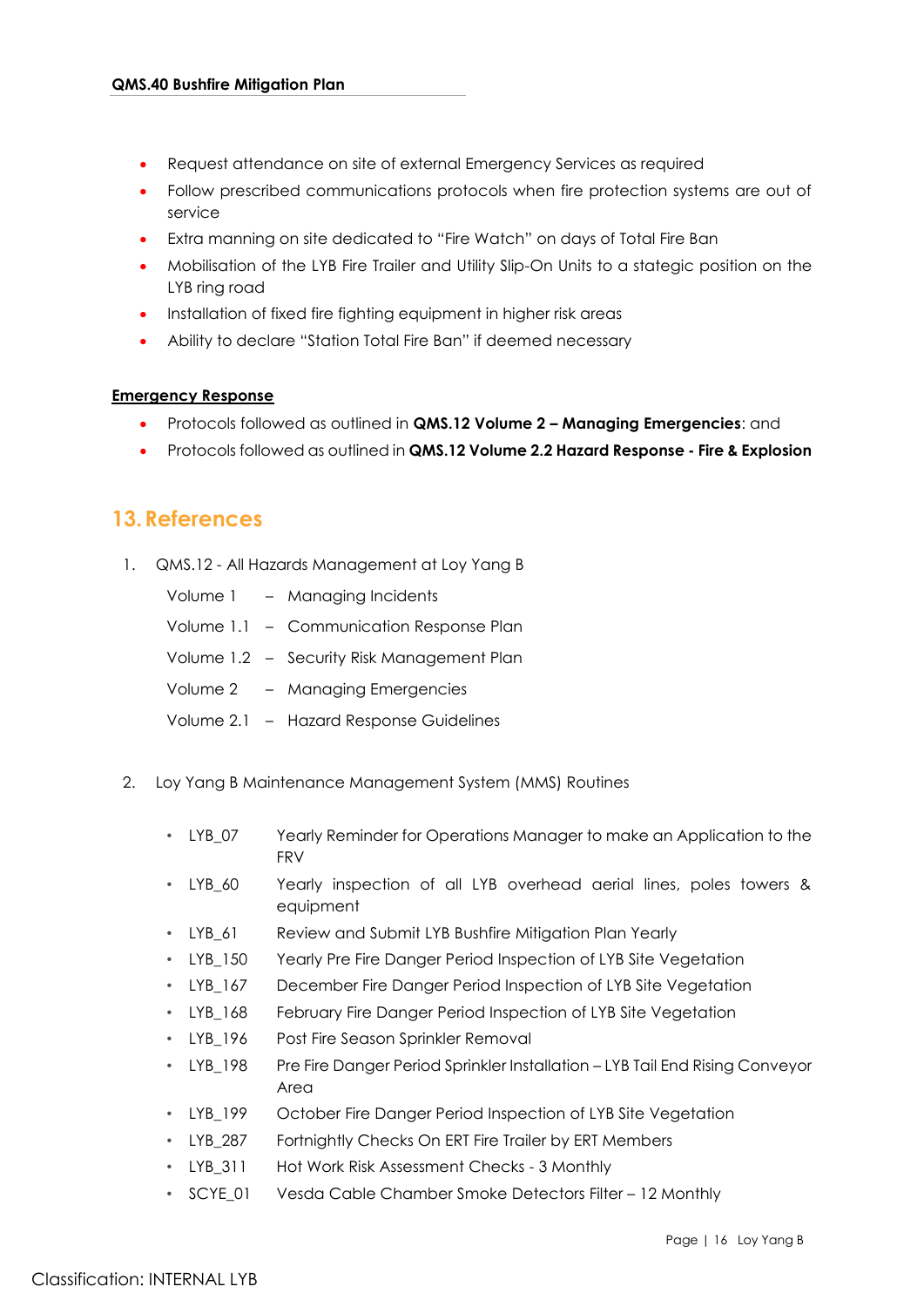- Request attendance on site of external Emergency Services as required
- Follow prescribed communications protocols when fire protection systems are out of service
- Extra manning on site dedicated to "Fire Watch" on days of Total Fire Ban
- Mobilisation of the LYB Fire Trailer and Utility Slip-On Units to a stategic position on the LYB ring road
- Installation of fixed fire fighting equipment in higher risk areas
- Ability to declare "Station Total Fire Ban" if deemed necessary

**Emergency Response**

- Protocols followed as outlined in **QMS.12 Volume 2 – Managing Emergencies**: and
- Protocols followed as outlined in **QMS.12 Volume 2.2 Hazard Response - Fire & Explosion**

## 13. References

1. QMS.12 - All Hazards Management at Loy Yang B

   Volume 1 – Managing Incidents

   Volume 1.1 – Communication Response Plan

   Volume 1.2 – Security Risk Management Plan

   Volume 2 – Managing Emergencies

   Volume 2.1 – Hazard Response Guidelines

2. Loy Yang B Maintenance Management System (MMS) Routines

   - LYB_07 Yearly Reminder for Operations Manager to make an Application to the FRV
   - LYB_60 Yearly inspection of all LYB overhead aerial lines, poles towers & equipment
   - LYB_61 Review and Submit LYB Bushfire Mitigation Plan Yearly
   - LYB_150 Yearly Pre Fire Danger Period Inspection of LYB Site Vegetation
   - LYB_167 December Fire Danger Period Inspection of LYB Site Vegetation
   - LYB_168 February Fire Danger Period Inspection of LYB Site Vegetation
   - LYB_196 Post Fire Season Sprinkler Removal
   - LYB_198 Pre Fire Danger Period Sprinkler Installation – LYB Tail End Rising Conveyor Area
   - LYB_199 October Fire Danger Period Inspection of LYB Site Vegetation
   - LYB_287 Fortnightly Checks On ERT Fire Trailer by ERT Members
   - LYB_311 Hot Work Risk Assessment Checks - 3 Monthly
   - SCYE_01 Vesda Cable Chamber Smoke Detectors Filter – 12 Monthly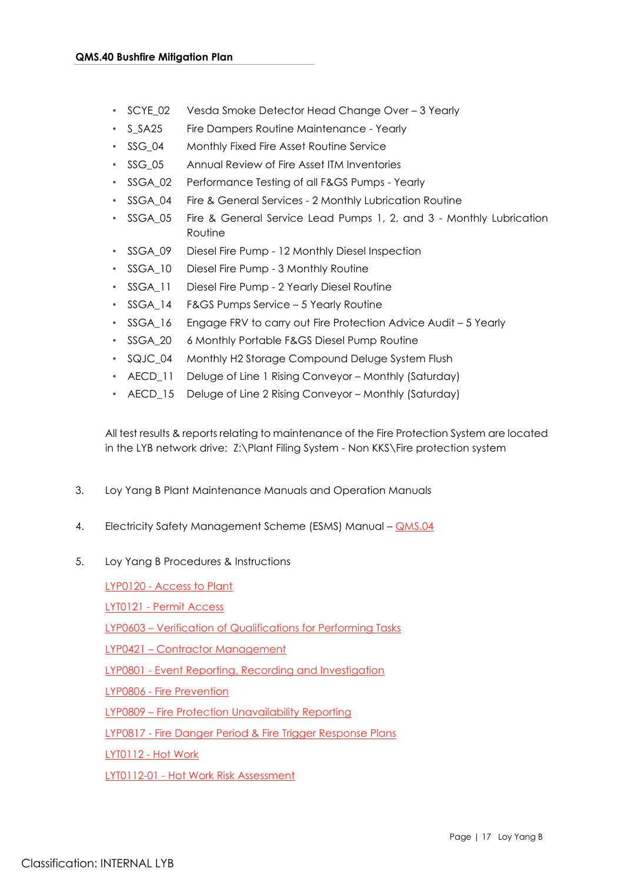- SCYE_02 Vesda Smoke Detector Head Change Over – 3 Yearly
- S_SA25 Fire Dampers Routine Maintenance - Yearly
- SSG_04 Monthly Fixed Fire Asset Routine Service
- SSG_05 Annual Review of Fire Asset ITM Inventories
- SSGA_02 Performance Testing of all F&GS Pumps - Yearly
- SSGA_04 Fire & General Services - 2 Monthly Lubrication Routine
- SSGA_05 Fire & General Service Lead Pumps 1, 2, and 3 - Monthly Lubrication Routine
- SSGA_09 Diesel Fire Pump - 12 Monthly Diesel Inspection
- SSGA_10 Diesel Fire Pump - 3 Monthly Routine
- SSGA_11 Diesel Fire Pump - 2 Yearly Diesel Routine
- SSGA_14 F&GS Pumps Service – 5 Yearly Routine
- SSGA_16 Engage FRV to carry out Fire Protection Advice Audit – 5 Yearly
- SSGA_20 6 Monthly Portable F&GS Diesel Pump Routine
- SQJC_04 Monthly H2 Storage Compound Deluge System Flush
- AECD_11 Deluge of Line 1 Rising Conveyor – Monthly (Saturday)
- AECD_15 Deluge of Line 2 Rising Conveyor – Monthly (Saturday)

All test results & reports relating to maintenance of the Fire Protection System are located in the LYB network drive: Z:\Plant Filing System - Non KKS\Fire protection system

3. Loy Yang B Plant Maintenance Manuals and Operation Manuals

4. Electricity Safety Management Scheme (ESMS) Manual – QMS.04

5. Loy Yang B Procedures & Instructions

   LYP0120 - Access to Plant

   LYT0121 - Permit Access

   LYP0603 – Verification of Qualifications for Performing Tasks

   LYP0421 – Contractor Management

   LYP0801 - Event Reporting, Recording and Investigation

   LYP0806 - Fire Prevention

   LYP0809 – Fire Protection Unavailability Reporting

   LYP0817 - Fire Danger Period & Fire Trigger Response Plans

   LYT0112 - Hot Work

   LYT0112-01 - Hot Work Risk Assessment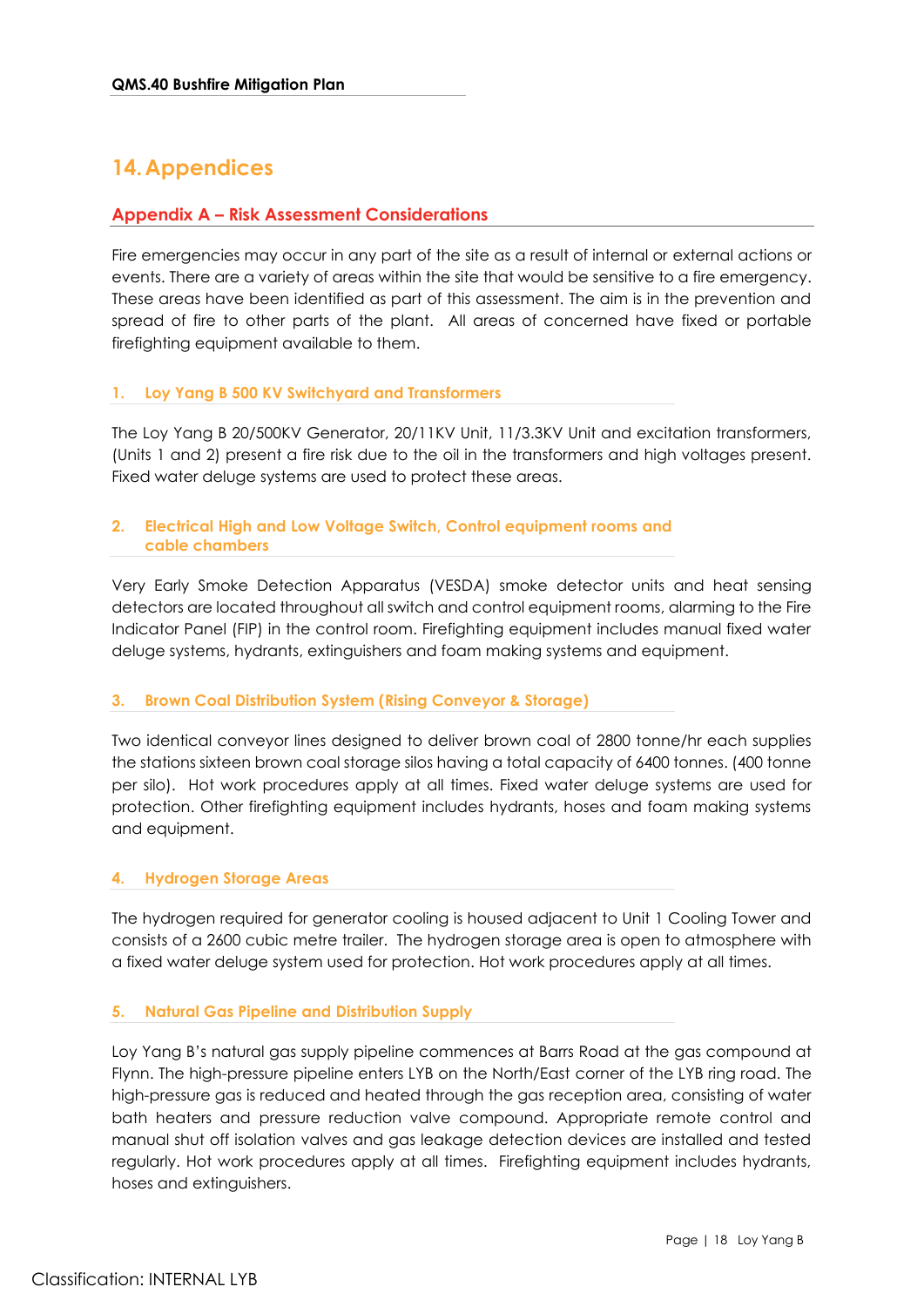# 14. Appendices

## Appendix A – Risk Assessment Considerations

Fire emergencies may occur in any part of the site as a result of internal or external actions or events. There are a variety of areas within the site that would be sensitive to a fire emergency. These areas have been identified as part of this assessment. The aim is in the prevention and spread of fire to other parts of the plant. All areas of concerned have fixed or portable firefighting equipment available to them.

### 1. Loy Yang B 500 KV Switchyard and Transformers

The Loy Yang B 20/500KV Generator, 20/11KV Unit, 11/3.3KV Unit and excitation transformers, (Units 1 and 2) present a fire risk due to the oil in the transformers and high voltages present. Fixed water deluge systems are used to protect these areas.

### 2. Electrical High and Low Voltage Switch, Control equipment rooms and cable chambers

Very Early Smoke Detection Apparatus (VESDA) smoke detector units and heat sensing detectors are located throughout all switch and control equipment rooms, alarming to the Fire Indicator Panel (FIP) in the control room. Firefighting equipment includes manual fixed water deluge systems, hydrants, extinguishers and foam making systems and equipment.

### 3. Brown Coal Distribution System (Rising Conveyor & Storage)

Two identical conveyor lines designed to deliver brown coal of 2800 tonne/hr each supplies the stations sixteen brown coal storage silos having a total capacity of 6400 tonnes. (400 tonne per silo). Hot work procedures apply at all times. Fixed water deluge systems are used for protection. Other firefighting equipment includes hydrants, hoses and foam making systems and equipment.

### 4. Hydrogen Storage Areas

The hydrogen required for generator cooling is housed adjacent to Unit 1 Cooling Tower and consists of a 2600 cubic metre trailer. The hydrogen storage area is open to atmosphere with a fixed water deluge system used for protection. Hot work procedures apply at all times.

### 5. Natural Gas Pipeline and Distribution Supply

Loy Yang B's natural gas supply pipeline commences at Barrs Road at the gas compound at Flynn. The high-pressure pipeline enters LYB on the North/East corner of the LYB ring road. The high-pressure gas is reduced and heated through the gas reception area, consisting of water bath heaters and pressure reduction valve compound. Appropriate remote control and manual shut off isolation valves and gas leakage detection devices are installed and tested regularly. Hot work procedures apply at all times. Firefighting equipment includes hydrants, hoses and extinguishers.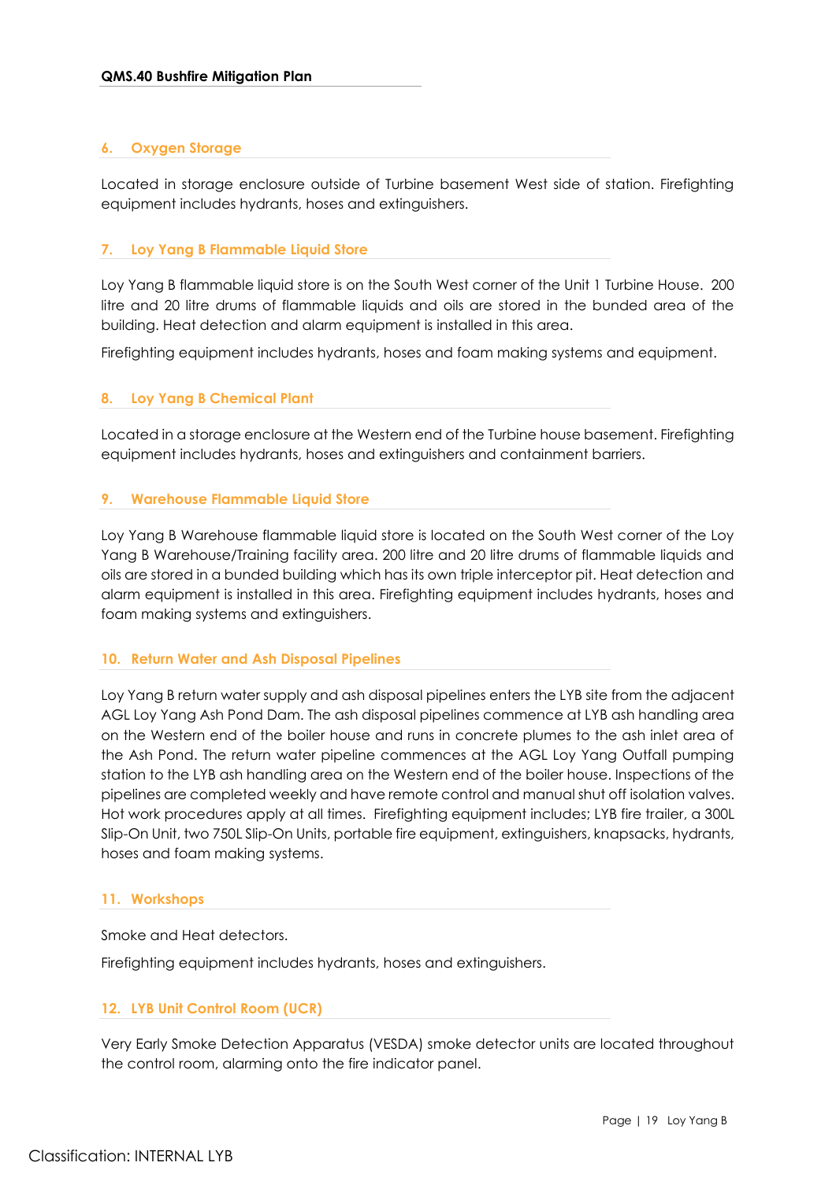## 6. Oxygen Storage

Located in storage enclosure outside of Turbine basement West side of station. Firefighting equipment includes hydrants, hoses and extinguishers.

## 7. Loy Yang B Flammable Liquid Store

Loy Yang B flammable liquid store is on the South West corner of the Unit 1 Turbine House. 200 litre and 20 litre drums of flammable liquids and oils are stored in the bunded area of the building. Heat detection and alarm equipment is installed in this area.

Firefighting equipment includes hydrants, hoses and foam making systems and equipment.

## 8. Loy Yang B Chemical Plant

Located in a storage enclosure at the Western end of the Turbine house basement. Firefighting equipment includes hydrants, hoses and extinguishers and containment barriers.

## 9. Warehouse Flammable Liquid Store

Loy Yang B Warehouse flammable liquid store is located on the South West corner of the Loy Yang B Warehouse/Training facility area. 200 litre and 20 litre drums of flammable liquids and oils are stored in a bunded building which has its own triple interceptor pit. Heat detection and alarm equipment is installed in this area. Firefighting equipment includes hydrants, hoses and foam making systems and extinguishers.

## 10. Return Water and Ash Disposal Pipelines

Loy Yang B return water supply and ash disposal pipelines enters the LYB site from the adjacent AGL Loy Yang Ash Pond Dam. The ash disposal pipelines commence at LYB ash handling area on the Western end of the boiler house and runs in concrete plumes to the ash inlet area of the Ash Pond. The return water pipeline commences at the AGL Loy Yang Outfall pumping station to the LYB ash handling area on the Western end of the boiler house. Inspections of the pipelines are completed weekly and have remote control and manual shut off isolation valves. Hot work procedures apply at all times. Firefighting equipment includes; LYB fire trailer, a 300L Slip-On Unit, two 750L Slip-On Units, portable fire equipment, extinguishers, knapsacks, hydrants, hoses and foam making systems.

## 11. Workshops

Smoke and Heat detectors.

Firefighting equipment includes hydrants, hoses and extinguishers.

## 12. LYB Unit Control Room (UCR)

Very Early Smoke Detection Apparatus (VESDA) smoke detector units are located throughout the control room, alarming onto the fire indicator panel.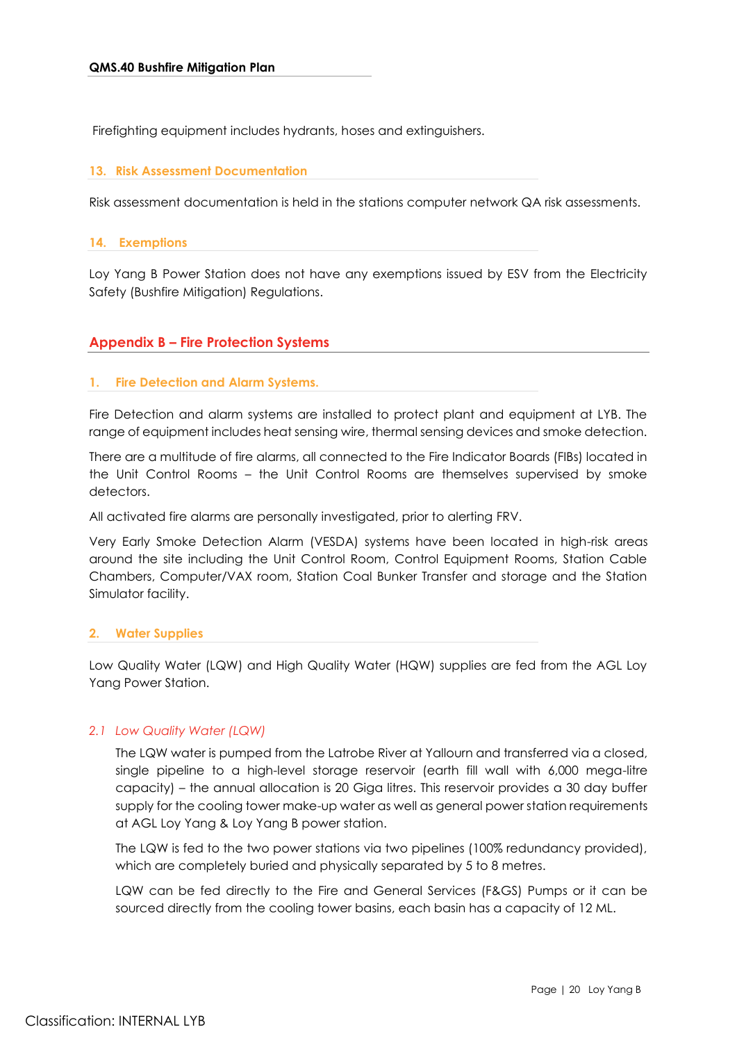Firefighting equipment includes hydrants, hoses and extinguishers.

### 13. Risk Assessment Documentation

Risk assessment documentation is held in the stations computer network QA risk assessments.

### 14. Exemptions

Loy Yang B Power Station does not have any exemptions issued by ESV from the Electricity Safety (Bushfire Mitigation) Regulations.

## Appendix B – Fire Protection Systems

### 1. Fire Detection and Alarm Systems.

Fire Detection and alarm systems are installed to protect plant and equipment at LYB. The range of equipment includes heat sensing wire, thermal sensing devices and smoke detection.

There are a multitude of fire alarms, all connected to the Fire Indicator Boards (FIBs) located in the Unit Control Rooms – the Unit Control Rooms are themselves supervised by smoke detectors.

All activated fire alarms are personally investigated, prior to alerting FRV.

Very Early Smoke Detection Alarm (VESDA) systems have been located in high-risk areas around the site including the Unit Control Room, Control Equipment Rooms, Station Cable Chambers, Computer/VAX room, Station Coal Bunker Transfer and storage and the Station Simulator facility.

### 2. Water Supplies

Low Quality Water (LQW) and High Quality Water (HQW) supplies are fed from the AGL Loy Yang Power Station.

#### *2.1 Low Quality Water (LQW)*

The LQW water is pumped from the Latrobe River at Yallourn and transferred via a closed, single pipeline to a high-level storage reservoir (earth fill wall with 6,000 mega-litre capacity) – the annual allocation is 20 Giga litres. This reservoir provides a 30 day buffer supply for the cooling tower make-up water as well as general power station requirements at AGL Loy Yang & Loy Yang B power station.

The LQW is fed to the two power stations via two pipelines (100% redundancy provided), which are completely buried and physically separated by 5 to 8 metres.

LQW can be fed directly to the Fire and General Services (F&GS) Pumps or it can be sourced directly from the cooling tower basins, each basin has a capacity of 12 ML.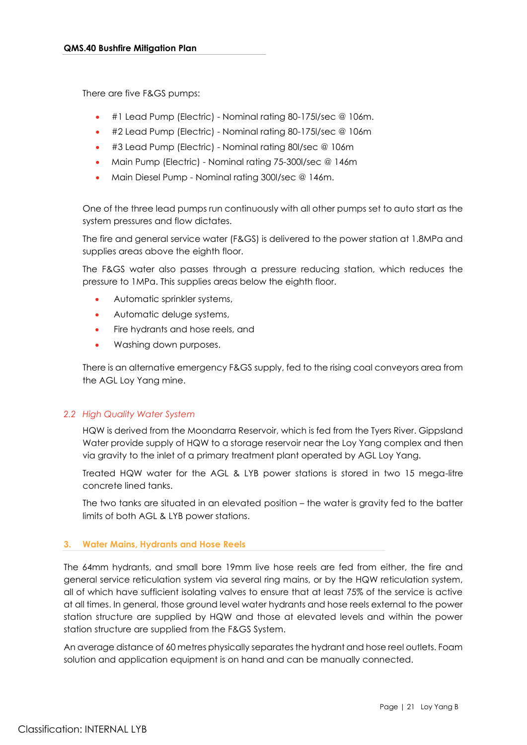There are five F&GS pumps:

- #1 Lead Pump (Electric) - Nominal rating 80-175l/sec @ 106m.
- #2 Lead Pump (Electric) - Nominal rating 80-175l/sec @ 106m
- #3 Lead Pump (Electric) - Nominal rating 80l/sec @ 106m
- Main Pump (Electric) - Nominal rating 75-300l/sec @ 146m
- Main Diesel Pump - Nominal rating 300l/sec @ 146m.

One of the three lead pumps run continuously with all other pumps set to auto start as the system pressures and flow dictates.

The fire and general service water (F&GS) is delivered to the power station at 1.8MPa and supplies areas above the eighth floor.

The F&GS water also passes through a pressure reducing station, which reduces the pressure to 1MPa. This supplies areas below the eighth floor.

- Automatic sprinkler systems,
- Automatic deluge systems,
- Fire hydrants and hose reels, and
- Washing down purposes.

There is an alternative emergency F&GS supply, fed to the rising coal conveyors area from the AGL Loy Yang mine.

### *2.2 High Quality Water System*

HQW is derived from the Moondarra Reservoir, which is fed from the Tyers River. Gippsland Water provide supply of HQW to a storage reservoir near the Loy Yang complex and then via gravity to the inlet of a primary treatment plant operated by AGL Loy Yang.

Treated HQW water for the AGL & LYB power stations is stored in two 15 mega-litre concrete lined tanks.

The two tanks are situated in an elevated position – the water is gravity fed to the batter limits of both AGL & LYB power stations.

## 3. Water Mains, Hydrants and Hose Reels

The 64mm hydrants, and small bore 19mm live hose reels are fed from either, the fire and general service reticulation system via several ring mains, or by the HQW reticulation system, all of which have sufficient isolating valves to ensure that at least 75% of the service is active at all times. In general, those ground level water hydrants and hose reels external to the power station structure are supplied by HQW and those at elevated levels and within the power station structure are supplied from the F&GS System.

An average distance of 60 metres physically separates the hydrant and hose reel outlets. Foam solution and application equipment is on hand and can be manually connected.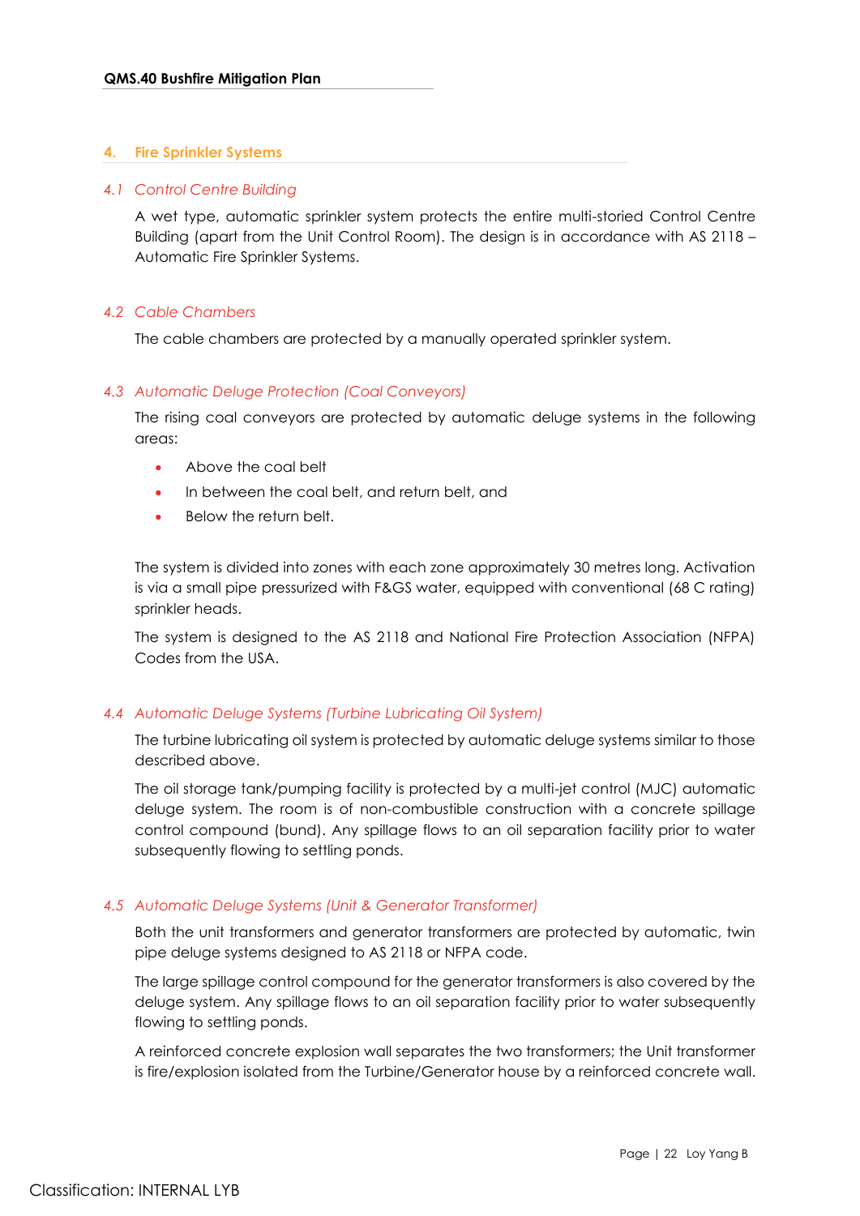## 4. Fire Sprinkler Systems

### 4.1 Control Centre Building

A wet type, automatic sprinkler system protects the entire multi-storied Control Centre Building (apart from the Unit Control Room). The design is in accordance with AS 2118 – Automatic Fire Sprinkler Systems.

### 4.2 Cable Chambers

The cable chambers are protected by a manually operated sprinkler system.

### 4.3 Automatic Deluge Protection (Coal Conveyors)

The rising coal conveyors are protected by automatic deluge systems in the following areas:

- Above the coal belt
- In between the coal belt, and return belt, and
- Below the return belt.

The system is divided into zones with each zone approximately 30 metres long. Activation is via a small pipe pressurized with F&GS water, equipped with conventional (68 C rating) sprinkler heads.

The system is designed to the AS 2118 and National Fire Protection Association (NFPA) Codes from the USA.

### 4.4 Automatic Deluge Systems (Turbine Lubricating Oil System)

The turbine lubricating oil system is protected by automatic deluge systems similar to those described above.

The oil storage tank/pumping facility is protected by a multi-jet control (MJC) automatic deluge system. The room is of non-combustible construction with a concrete spillage control compound (bund). Any spillage flows to an oil separation facility prior to water subsequently flowing to settling ponds.

### 4.5 Automatic Deluge Systems (Unit & Generator Transformer)

Both the unit transformers and generator transformers are protected by automatic, twin pipe deluge systems designed to AS 2118 or NFPA code.

The large spillage control compound for the generator transformers is also covered by the deluge system. Any spillage flows to an oil separation facility prior to water subsequently flowing to settling ponds.

A reinforced concrete explosion wall separates the two transformers; the Unit transformer is fire/explosion isolated from the Turbine/Generator house by a reinforced concrete wall.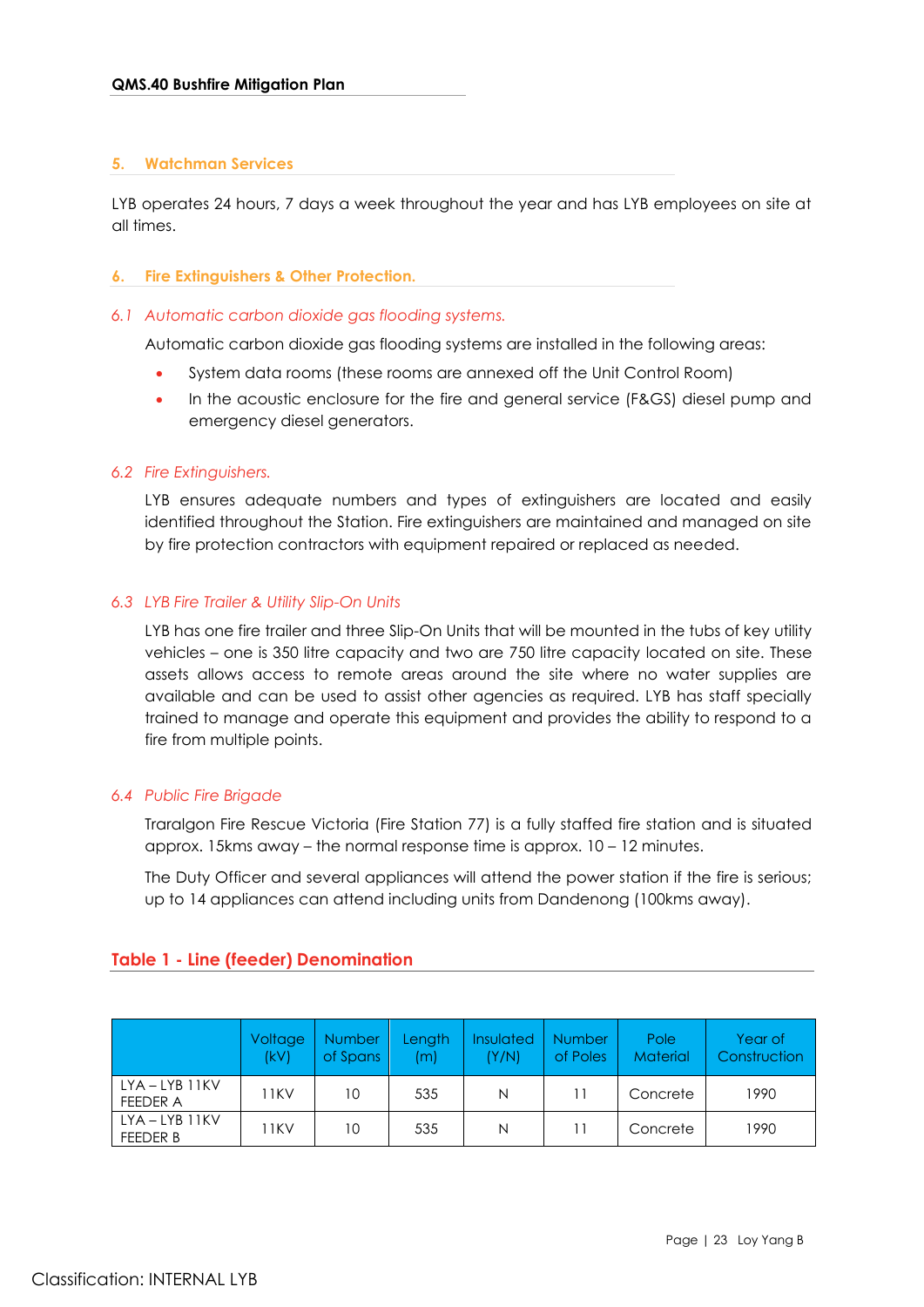## 5. Watchman Services

LYB operates 24 hours, 7 days a week throughout the year and has LYB employees on site at all times.

## 6. Fire Extinguishers & Other Protection.

### *6.1 Automatic carbon dioxide gas flooding systems.*

Automatic carbon dioxide gas flooding systems are installed in the following areas:

- System data rooms (these rooms are annexed off the Unit Control Room)
- In the acoustic enclosure for the fire and general service (F&GS) diesel pump and emergency diesel generators.

### *6.2 Fire Extinguishers.*

LYB ensures adequate numbers and types of extinguishers are located and easily identified throughout the Station. Fire extinguishers are maintained and managed on site by fire protection contractors with equipment repaired or replaced as needed.

### *6.3 LYB Fire Trailer & Utility Slip-On Units*

LYB has one fire trailer and three Slip-On Units that will be mounted in the tubs of key utility vehicles – one is 350 litre capacity and two are 750 litre capacity located on site. These assets allows access to remote areas around the site where no water supplies are available and can be used to assist other agencies as required. LYB has staff specially trained to manage and operate this equipment and provides the ability to respond to a fire from multiple points.

### *6.4 Public Fire Brigade*

Traralgon Fire Rescue Victoria (Fire Station 77) is a fully staffed fire station and is situated approx. 15kms away – the normal response time is approx. 10 – 12 minutes.

The Duty Officer and several appliances will attend the power station if the fire is serious; up to 14 appliances can attend including units from Dandenong (100kms away).

## Table 1 - Line (feeder) Denomination

| | Voltage (kV) | Number of Spans | Length (m) | Insulated (Y/N) | Number of Poles | Pole Material | Year of Construction |
|---|---|---|---|---|---|---|---|
| LYA – LYB 11KV FEEDER A | 11KV | 10 | 535 | N | 11 | Concrete | 1990 |
| LYA – LYB 11KV FEEDER B | 11KV | 10 | 535 | N | 11 | Concrete | 1990 |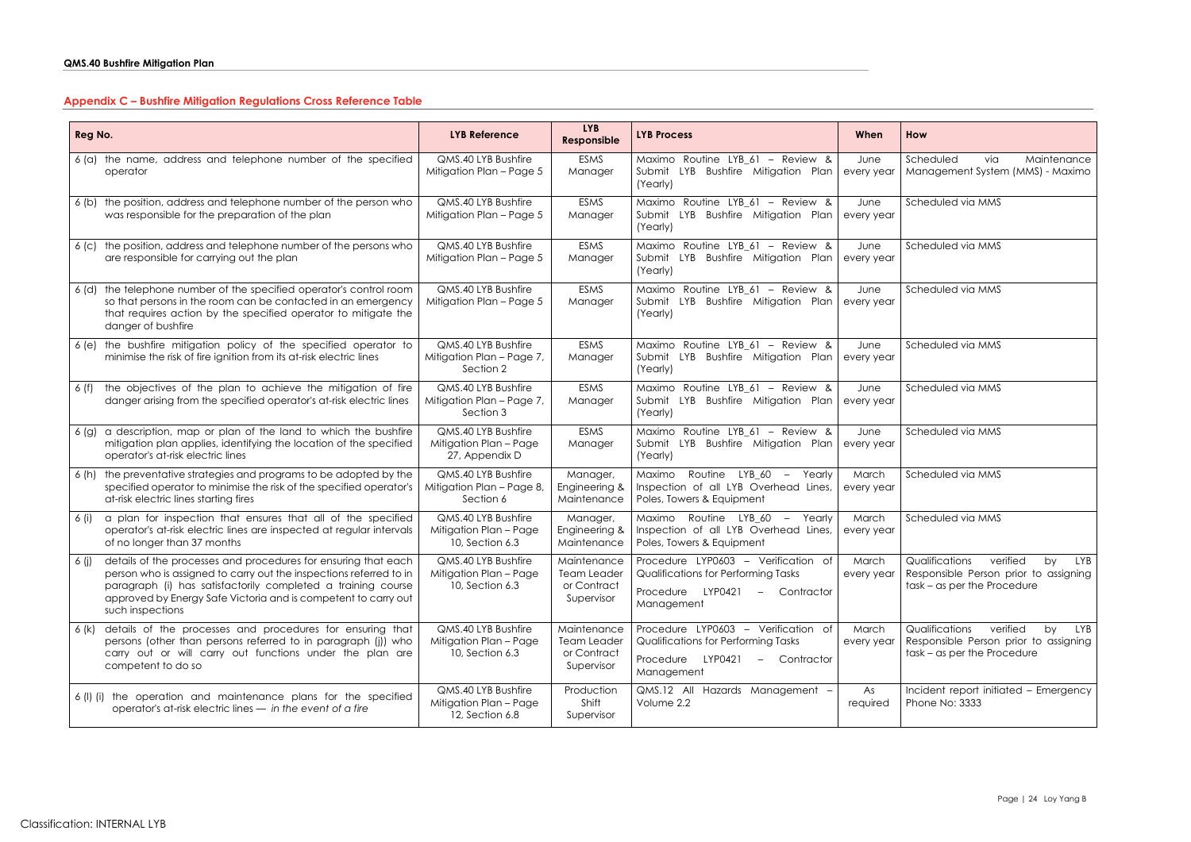## Appendix C – Bushfire Mitigation Regulations Cross Reference Table

| Reg No. | LYB Reference | LYB Responsible | LYB Process | When | How |
|---|---|---|---|---|---|
| 6 (a) the name, address and telephone number of the specified operator | QMS.40 LYB Bushfire Mitigation Plan – Page 5 | ESMS Manager | Maximo Routine LYB_61 – Review & Submit LYB Bushfire Mitigation Plan (Yearly) | June every year | Scheduled via Maintenance Management System (MMS) - Maximo |
| 6 (b) the position, address and telephone number of the person who was responsible for the preparation of the plan | QMS.40 LYB Bushfire Mitigation Plan – Page 5 | ESMS Manager | Maximo Routine LYB_61 – Review & Submit LYB Bushfire Mitigation Plan (Yearly) | June every year | Scheduled via MMS |
| 6 (c) the position, address and telephone number of the persons who are responsible for carrying out the plan | QMS.40 LYB Bushfire Mitigation Plan – Page 5 | ESMS Manager | Maximo Routine LYB_61 – Review & Submit LYB Bushfire Mitigation Plan (Yearly) | June every year | Scheduled via MMS |
| 6 (d) the telephone number of the specified operator's control room so that persons in the room can be contacted in an emergency that requires action by the specified operator to mitigate the danger of bushfire | QMS.40 LYB Bushfire Mitigation Plan – Page 5 | ESMS Manager | Maximo Routine LYB_61 – Review & Submit LYB Bushfire Mitigation Plan (Yearly) | June every year | Scheduled via MMS |
| 6 (e) the bushfire mitigation policy of the specified operator to minimise the risk of fire ignition from its at-risk electric lines | QMS.40 LYB Bushfire Mitigation Plan – Page 7, Section 2 | ESMS Manager | Maximo Routine LYB_61 – Review & Submit LYB Bushfire Mitigation Plan (Yearly) | June every year | Scheduled via MMS |
| 6 (f) the objectives of the plan to achieve the mitigation of fire danger arising from the specified operator's at-risk electric lines | QMS.40 LYB Bushfire Mitigation Plan – Page 7, Section 3 | ESMS Manager | Maximo Routine LYB_61 – Review & Submit LYB Bushfire Mitigation Plan (Yearly) | June every year | Scheduled via MMS |
| 6 (g) a description, map or plan of the land to which the bushfire mitigation plan applies, identifying the location of the specified operator's at-risk electric lines | QMS.40 LYB Bushfire Mitigation Plan – Page 27, Appendix D | ESMS Manager | Maximo Routine LYB_61 – Review & Submit LYB Bushfire Mitigation Plan (Yearly) | June every year | Scheduled via MMS |
| 6 (h) the preventative strategies and programs to be adopted by the specified operator to minimise the risk of the specified operator's at-risk electric lines starting fires | QMS.40 LYB Bushfire Mitigation Plan – Page 8, Section 6 | Manager, Engineering & Maintenance | Maximo Routine LYB_60 – Yearly Inspection of all LYB Overhead Lines, Poles, Towers & Equipment | March every year | Scheduled via MMS |
| 6 (i) a plan for inspection that ensures that all of the specified operator's at-risk electric lines are inspected at regular intervals of no longer than 37 months | QMS.40 LYB Bushfire Mitigation Plan – Page 10, Section 6.3 | Manager, Engineering & Maintenance | Maximo Routine LYB_60 – Yearly Inspection of all LYB Overhead Lines, Poles, Towers & Equipment | March every year | Scheduled via MMS |
| 6 (j) details of the processes and procedures for ensuring that each person who is assigned to carry out the inspections referred to in paragraph (i) has satisfactorily completed a training course approved by Energy Safe Victoria and is competent to carry out such inspections | QMS.40 LYB Bushfire Mitigation Plan – Page 10, Section 6.3 | Maintenance Team Leader or Contract Supervisor | Procedure LYP0603 – Verification of Qualifications for Performing Tasks<br>Procedure LYP0421 – Contractor Management | March every year | Qualifications verified by LYB Responsible Person prior to assigning task – as per the Procedure |
| 6 (k) details of the processes and procedures for ensuring that persons (other than persons referred to in paragraph (j)) who carry out or will carry out functions under the plan are competent to do so | QMS.40 LYB Bushfire Mitigation Plan – Page 10, Section 6.3 | Maintenance Team Leader or Contract Supervisor | Procedure LYP0603 – Verification of Qualifications for Performing Tasks<br>Procedure LYP0421 – Contractor Management | March every year | Qualifications verified by LYB Responsible Person prior to assigning task – as per the Procedure |
| 6 (l) (i) the operation and maintenance plans for the specified operator's at-risk electric lines — *in the event of a fire* | QMS.40 LYB Bushfire Mitigation Plan – Page 12, Section 6.8 | Production Shift Supervisor | QMS.12 All Hazards Management – Volume 2.2 | As required | Incident report initiated – Emergency Phone No: 3333 |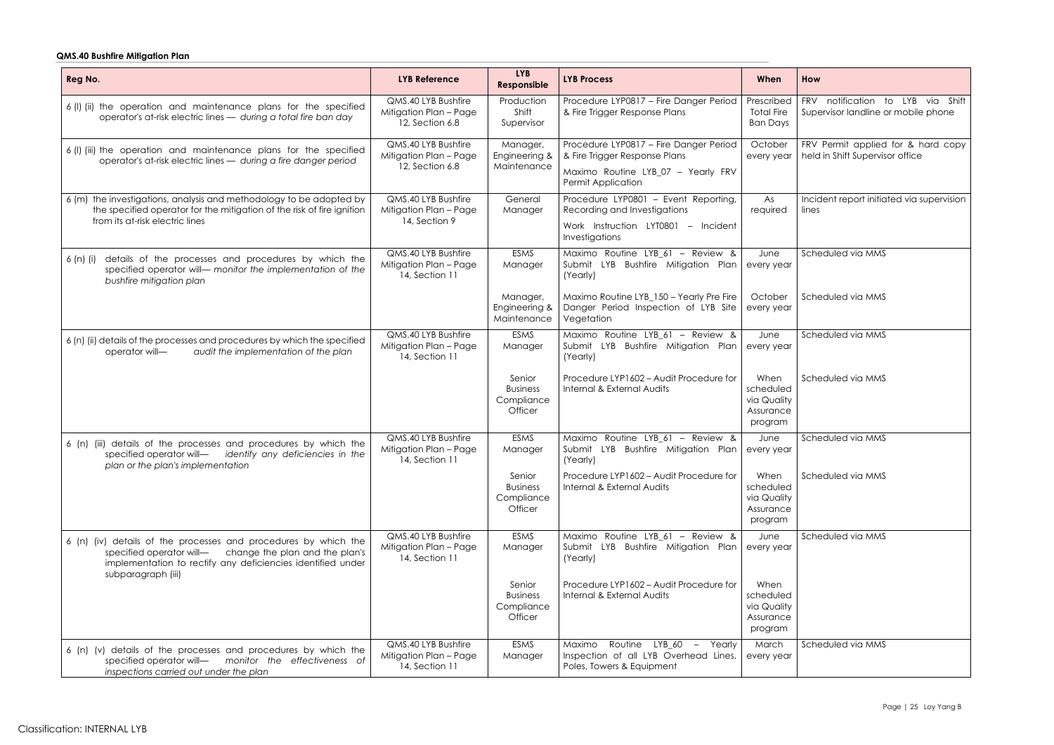**QMS.40 Bushfire Mitigation Plan**

| Reg No. | LYB Reference | LYB Responsible | LYB Process | When | How |
|---|---|---|---|---|---|
| 6 (l) (ii) the operation and maintenance plans for the specified operator's at-risk electric lines — *during a total fire ban day* | QMS.40 LYB Bushfire Mitigation Plan – Page 12, Section 6.8 | Production Shift Supervisor | Procedure LYP0817 – Fire Danger Period & Fire Trigger Response Plans | Prescribed Total Fire Ban Days | FRV notification to LYB via Shift Supervisor landline or mobile phone |
| 6 (l) (iii) the operation and maintenance plans for the specified operator's at-risk electric lines — *during a fire danger period* | QMS.40 LYB Bushfire Mitigation Plan – Page 12, Section 6.8 | Manager, Engineering & Maintenance | Procedure LYP0817 – Fire Danger Period & Fire Trigger Response Plans<br>Maximo Routine LYB_07 – Yearly FRV Permit Application | October every year | FRV Permit applied for & hard copy held in Shift Supervisor office |
| 6 (m) the investigations, analysis and methodology to be adopted by the specified operator for the mitigation of the risk of fire ignition from its at-risk electric lines | QMS.40 LYB Bushfire Mitigation Plan – Page 14, Section 9 | General Manager | Procedure LYP0801 – Event Reporting, Recording and Investigations<br>Work Instruction LYT0801 – Incident Investigations | As required | Incident report initiated via supervision lines |
| 6 (n) (i) details of the processes and procedures by which the specified operator will— *monitor the implementation of the bushfire mitigation plan* | QMS.40 LYB Bushfire Mitigation Plan – Page 14, Section 11 | ESMS Manager | Maximo Routine LYB_61 – Review & Submit LYB Bushfire Mitigation Plan (Yearly) | June every year | Scheduled via MMS |
| | | Manager, Engineering & Maintenance | Maximo Routine LYB_150 – Yearly Pre Fire Danger Period Inspection of LYB Site Vegetation | October every year | Scheduled via MMS |
| 6 (n) (ii) details of the processes and procedures by which the specified operator will— *audit the implementation of the plan* | QMS.40 LYB Bushfire Mitigation Plan – Page 14, Section 11 | ESMS Manager | Maximo Routine LYB_61 – Review & Submit LYB Bushfire Mitigation Plan (Yearly) | June every year | Scheduled via MMS |
| | | Senior Business Compliance Officer | Procedure LYP1602 – Audit Procedure for Internal & External Audits | When scheduled via Quality Assurance program | Scheduled via MMS |
| 6 (n) (iii) details of the processes and procedures by which the specified operator will— *identify any deficiencies in the plan or the plan's implementation* | QMS.40 LYB Bushfire Mitigation Plan – Page 14, Section 11 | ESMS Manager | Maximo Routine LYB_61 – Review & Submit LYB Bushfire Mitigation Plan (Yearly) | June every year | Scheduled via MMS |
| | | Senior Business Compliance Officer | Procedure LYP1602 – Audit Procedure for Internal & External Audits | When scheduled via Quality Assurance program | Scheduled via MMS |
| 6 (n) (iv) details of the processes and procedures by which the specified operator will— change the plan and the plan's implementation to rectify any deficiencies identified under subparagraph (iii) | QMS.40 LYB Bushfire Mitigation Plan – Page 14, Section 11 | ESMS Manager | Maximo Routine LYB_61 – Review & Submit LYB Bushfire Mitigation Plan (Yearly) | June every year | Scheduled via MMS |
| | | Senior Business Compliance Officer | Procedure LYP1602 – Audit Procedure for Internal & External Audits | When scheduled via Quality Assurance program | |
| 6 (n) (v) details of the processes and procedures by which the specified operator will— *monitor the effectiveness of inspections carried out under the plan* | QMS.40 LYB Bushfire Mitigation Plan – Page 14, Section 11 | ESMS Manager | Maximo Routine LYB_60 – Yearly Inspection of all LYB Overhead Lines, Poles, Towers & Equipment | March every year | Scheduled via MMS |

Classification: INTERNAL LYB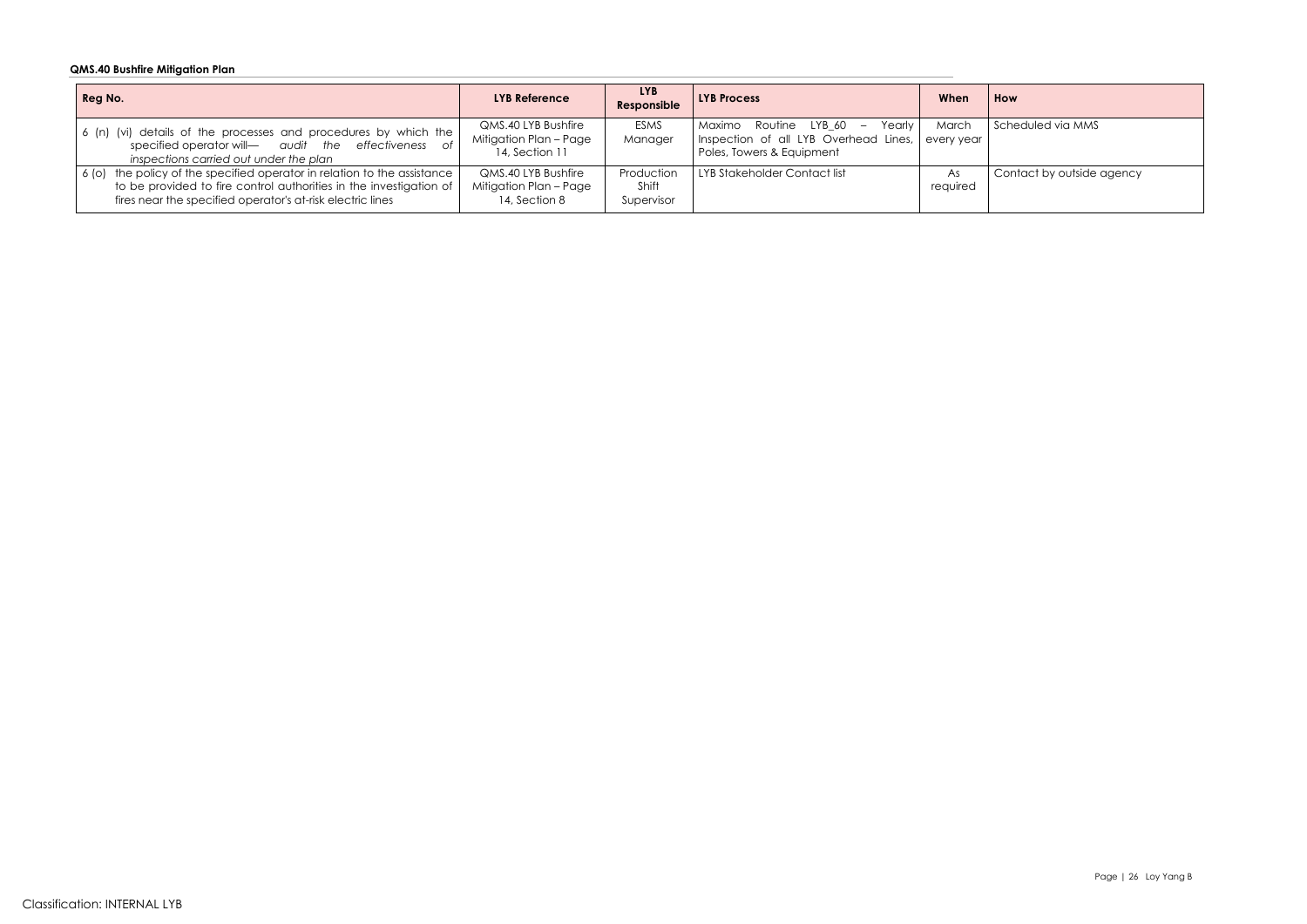**QMS.40 Bushfire Mitigation Plan**

| Reg No. | LYB Reference | LYB Responsible | LYB Process | When | How |
|---|---|---|---|---|---|
| 6 (n) (vi) details of the processes and procedures by which the specified operator will— *audit the effectiveness of inspections carried out under the plan* | QMS.40 LYB Bushfire Mitigation Plan – Page 14, Section 11 | ESMS Manager | Maximo Routine LYB_60 – Yearly Inspection of all LYB Overhead Lines, Poles, Towers & Equipment | March every year | Scheduled via MMS |
| 6 (o) the policy of the specified operator in relation to the assistance to be provided to fire control authorities in the investigation of fires near the specified operator's at-risk electric lines | QMS.40 LYB Bushfire Mitigation Plan – Page 14, Section 8 | Production Shift Supervisor | LYB Stakeholder Contact list | As required | Contact by outside agency |

Classification: INTERNAL LYB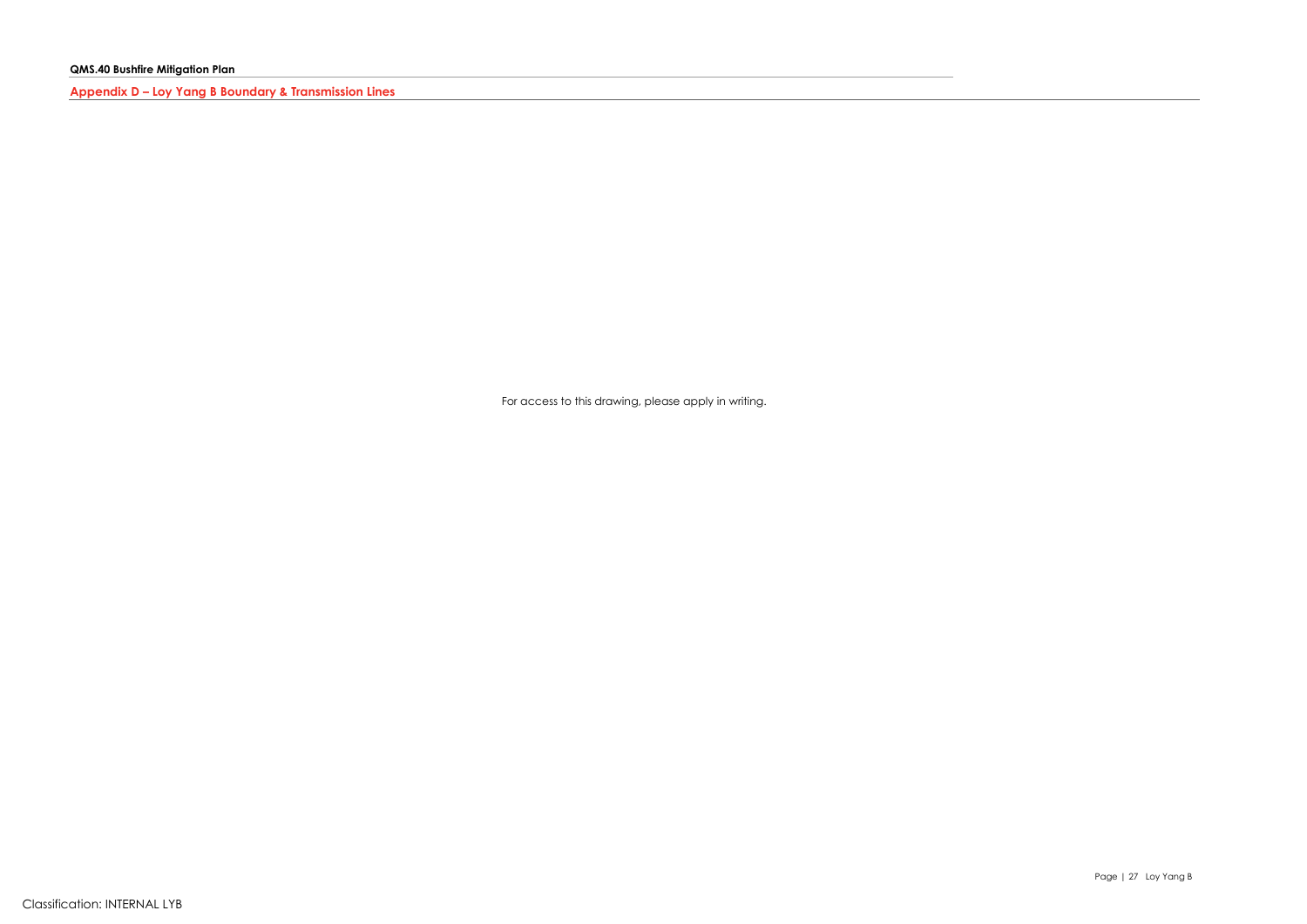## Appendix D – Loy Yang B Boundary & Transmission Lines

For access to this drawing, please apply in writing.